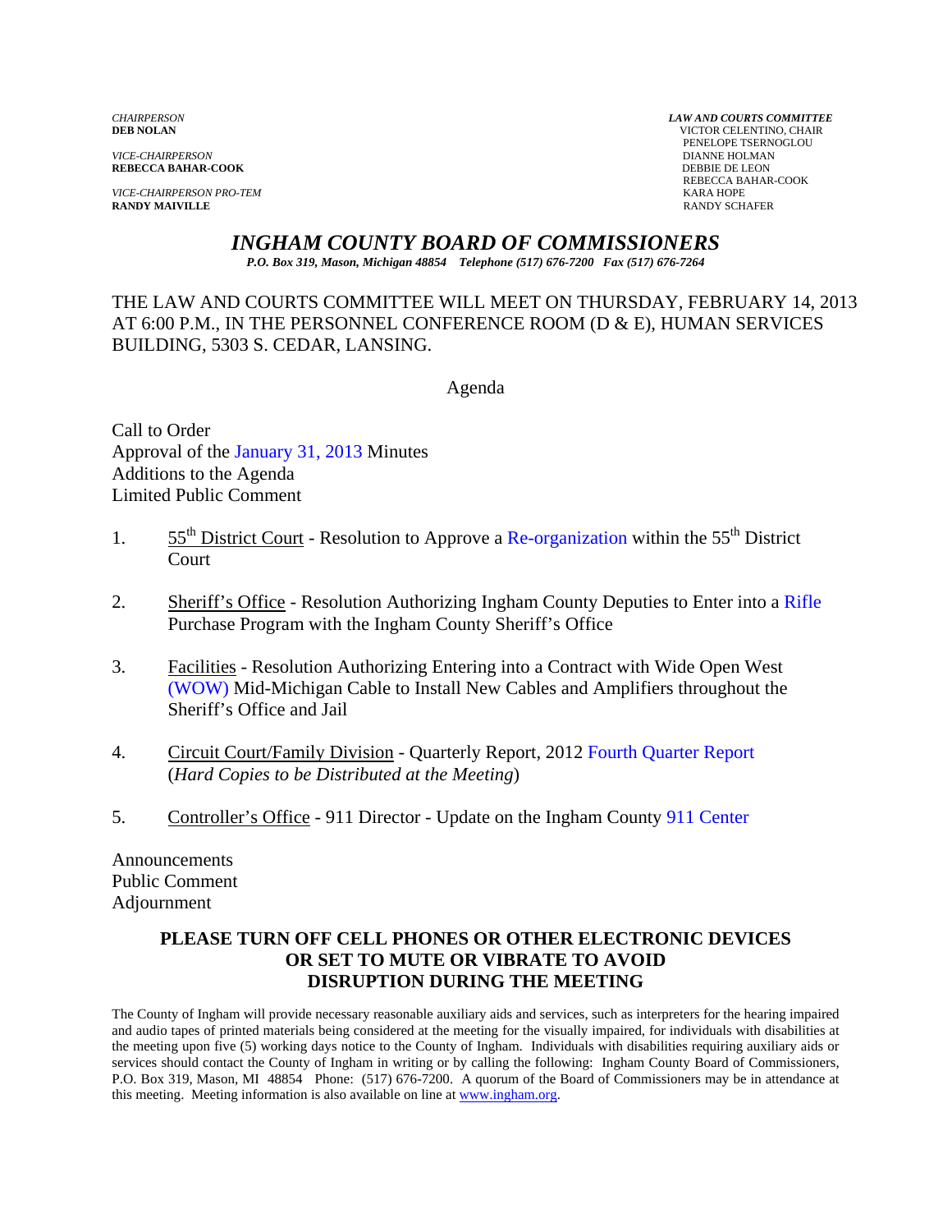*CHAIRPERSON*
**DEB NOLAN**

*VICE-CHAIRPERSON*
**REBECCA BAHAR-COOK**

*VICE-CHAIRPERSON PRO-TEM*
**RANDY MAIVILLE**

***LAW AND COURTS COMMITTEE***
VICTOR CELENTINO, CHAIR
PENELOPE TSERNOGLOU
DIANNE HOLMAN
DEBBIE DE LEON
REBECCA BAHAR-COOK
KARA HOPE
RANDY SCHAFER

# *INGHAM COUNTY BOARD OF COMMISSIONERS*

*P.O. Box 319, Mason, Michigan 48854 Telephone (517) 676-7200 Fax (517) 676-7264*

THE LAW AND COURTS COMMITTEE WILL MEET ON THURSDAY, FEBRUARY 14, 2013 AT 6:00 P.M., IN THE PERSONNEL CONFERENCE ROOM (D & E), HUMAN SERVICES BUILDING, 5303 S. CEDAR, LANSING.

Agenda

Call to Order
Approval of the January 31, 2013 Minutes
Additions to the Agenda
Limited Public Comment

1. 55th District Court - Resolution to Approve a Re-organization within the 55th District Court

2. Sheriff's Office - Resolution Authorizing Ingham County Deputies to Enter into a Rifle Purchase Program with the Ingham County Sheriff's Office

3. Facilities - Resolution Authorizing Entering into a Contract with Wide Open West (WOW) Mid-Michigan Cable to Install New Cables and Amplifiers throughout the Sheriff's Office and Jail

4. Circuit Court/Family Division - Quarterly Report, 2012 Fourth Quarter Report (*Hard Copies to be Distributed at the Meeting*)

5. Controller's Office - 911 Director - Update on the Ingham County 911 Center

Announcements
Public Comment
Adjournment

**PLEASE TURN OFF CELL PHONES OR OTHER ELECTRONIC DEVICES OR SET TO MUTE OR VIBRATE TO AVOID DISRUPTION DURING THE MEETING**

The County of Ingham will provide necessary reasonable auxiliary aids and services, such as interpreters for the hearing impaired and audio tapes of printed materials being considered at the meeting for the visually impaired, for individuals with disabilities at the meeting upon five (5) working days notice to the County of Ingham. Individuals with disabilities requiring auxiliary aids or services should contact the County of Ingham in writing or by calling the following: Ingham County Board of Commissioners, P.O. Box 319, Mason, MI 48854 Phone: (517) 676-7200. A quorum of the Board of Commissioners may be in attendance at this meeting. Meeting information is also available on line at www.ingham.org.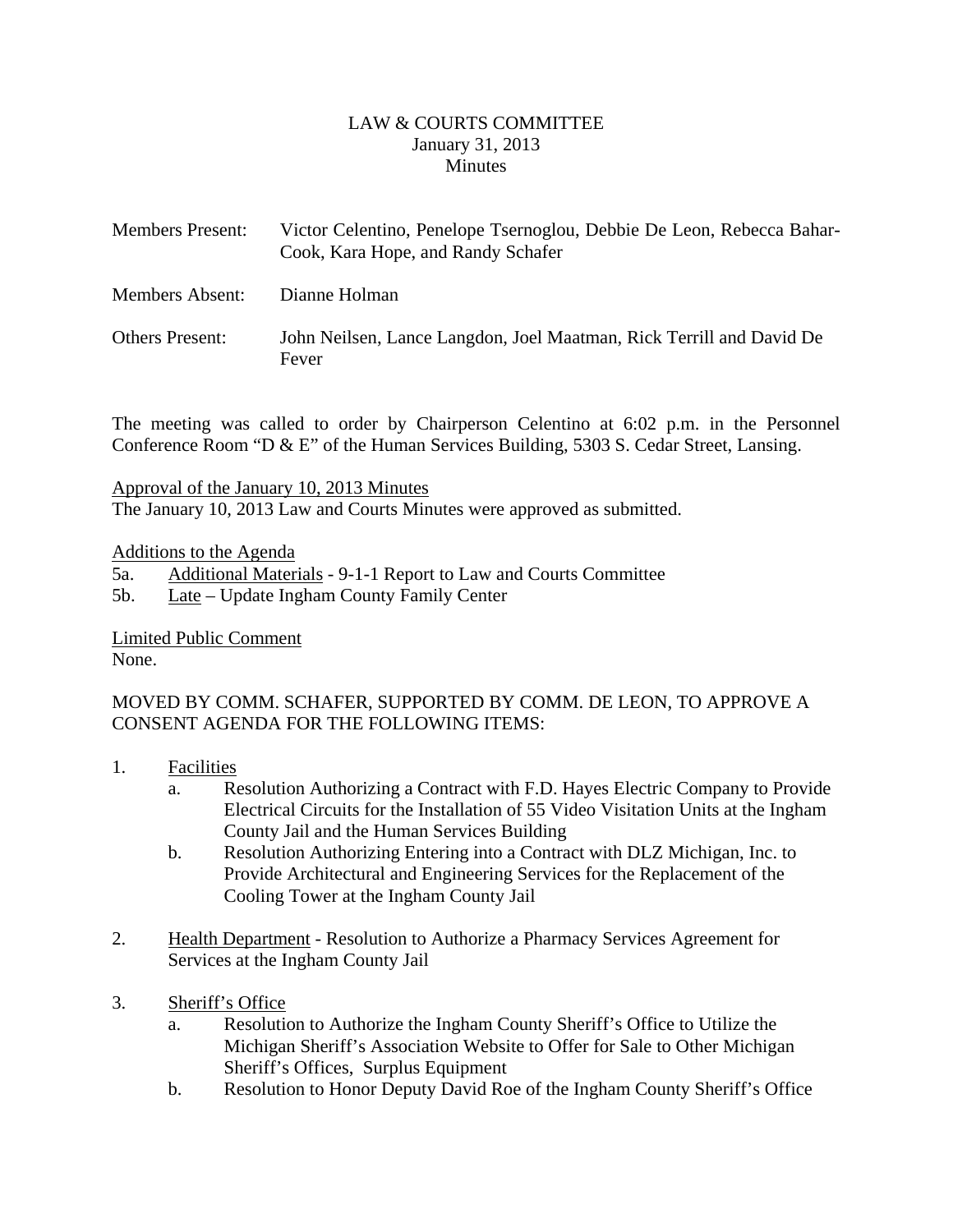LAW & COURTS COMMITTEE
January 31, 2013
Minutes

Members Present: Victor Celentino, Penelope Tsernoglou, Debbie De Leon, Rebecca Bahar-Cook, Kara Hope, and Randy Schafer

Members Absent: Dianne Holman

Others Present: John Neilsen, Lance Langdon, Joel Maatman, Rick Terrill and David De Fever

The meeting was called to order by Chairperson Celentino at 6:02 p.m. in the Personnel Conference Room "D & E" of the Human Services Building, 5303 S. Cedar Street, Lansing.

Approval of the January 10, 2013 Minutes
The January 10, 2013 Law and Courts Minutes were approved as submitted.

Additions to the Agenda
5a. Additional Materials - 9-1-1 Report to Law and Courts Committee
5b. Late – Update Ingham County Family Center

Limited Public Comment
None.

MOVED BY COMM. SCHAFER, SUPPORTED BY COMM. DE LEON, TO APPROVE A CONSENT AGENDA FOR THE FOLLOWING ITEMS:

1. Facilities
   a. Resolution Authorizing a Contract with F.D. Hayes Electric Company to Provide Electrical Circuits for the Installation of 55 Video Visitation Units at the Ingham County Jail and the Human Services Building
   b. Resolution Authorizing Entering into a Contract with DLZ Michigan, Inc. to Provide Architectural and Engineering Services for the Replacement of the Cooling Tower at the Ingham County Jail

2. Health Department - Resolution to Authorize a Pharmacy Services Agreement for Services at the Ingham County Jail

3. Sheriff's Office
   a. Resolution to Authorize the Ingham County Sheriff's Office to Utilize the Michigan Sheriff's Association Website to Offer for Sale to Other Michigan Sheriff's Offices, Surplus Equipment
   b. Resolution to Honor Deputy David Roe of the Ingham County Sheriff's Office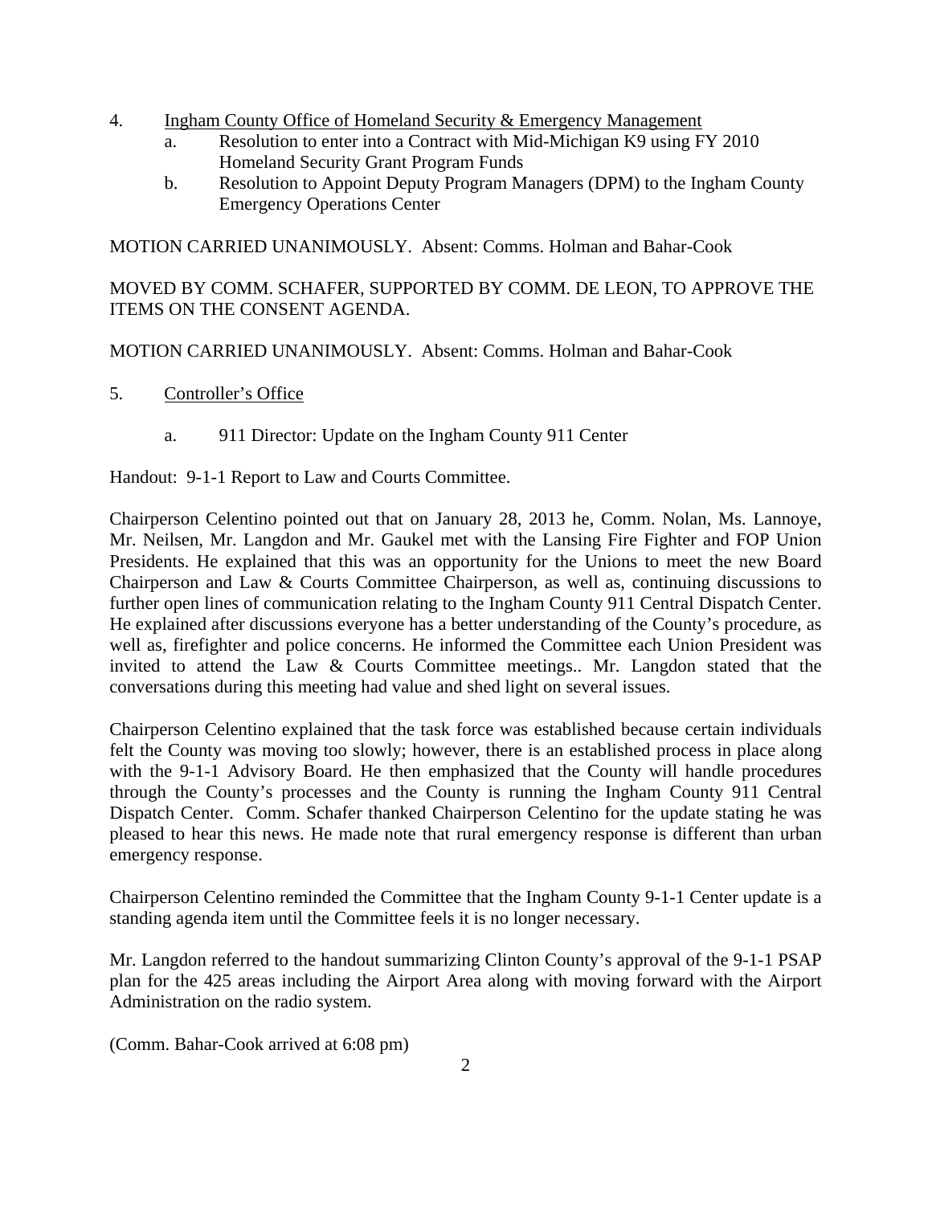4. Ingham County Office of Homeland Security & Emergency Management
   a. Resolution to enter into a Contract with Mid-Michigan K9 using FY 2010 Homeland Security Grant Program Funds
   b. Resolution to Appoint Deputy Program Managers (DPM) to the Ingham County Emergency Operations Center

MOTION CARRIED UNANIMOUSLY. Absent: Comms. Holman and Bahar-Cook

MOVED BY COMM. SCHAFER, SUPPORTED BY COMM. DE LEON, TO APPROVE THE ITEMS ON THE CONSENT AGENDA.

MOTION CARRIED UNANIMOUSLY. Absent: Comms. Holman and Bahar-Cook

5. Controller's Office

   a. 911 Director: Update on the Ingham County 911 Center

Handout: 9-1-1 Report to Law and Courts Committee.

Chairperson Celentino pointed out that on January 28, 2013 he, Comm. Nolan, Ms. Lannoye, Mr. Neilsen, Mr. Langdon and Mr. Gaukel met with the Lansing Fire Fighter and FOP Union Presidents. He explained that this was an opportunity for the Unions to meet the new Board Chairperson and Law & Courts Committee Chairperson, as well as, continuing discussions to further open lines of communication relating to the Ingham County 911 Central Dispatch Center. He explained after discussions everyone has a better understanding of the County's procedure, as well as, firefighter and police concerns. He informed the Committee each Union President was invited to attend the Law & Courts Committee meetings.. Mr. Langdon stated that the conversations during this meeting had value and shed light on several issues.

Chairperson Celentino explained that the task force was established because certain individuals felt the County was moving too slowly; however, there is an established process in place along with the 9-1-1 Advisory Board. He then emphasized that the County will handle procedures through the County's processes and the County is running the Ingham County 911 Central Dispatch Center. Comm. Schafer thanked Chairperson Celentino for the update stating he was pleased to hear this news. He made note that rural emergency response is different than urban emergency response.

Chairperson Celentino reminded the Committee that the Ingham County 9-1-1 Center update is a standing agenda item until the Committee feels it is no longer necessary.

Mr. Langdon referred to the handout summarizing Clinton County's approval of the 9-1-1 PSAP plan for the 425 areas including the Airport Area along with moving forward with the Airport Administration on the radio system.

(Comm. Bahar-Cook arrived at 6:08 pm)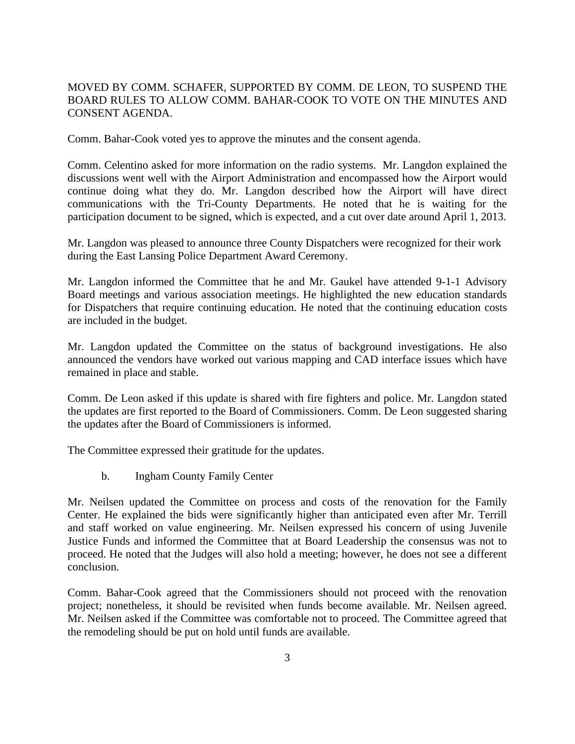MOVED BY COMM. SCHAFER, SUPPORTED BY COMM. DE LEON, TO SUSPEND THE BOARD RULES TO ALLOW COMM. BAHAR-COOK TO VOTE ON THE MINUTES AND CONSENT AGENDA.

Comm. Bahar-Cook voted yes to approve the minutes and the consent agenda.

Comm. Celentino asked for more information on the radio systems. Mr. Langdon explained the discussions went well with the Airport Administration and encompassed how the Airport would continue doing what they do. Mr. Langdon described how the Airport will have direct communications with the Tri-County Departments. He noted that he is waiting for the participation document to be signed, which is expected, and a cut over date around April 1, 2013.

Mr. Langdon was pleased to announce three County Dispatchers were recognized for their work during the East Lansing Police Department Award Ceremony.

Mr. Langdon informed the Committee that he and Mr. Gaukel have attended 9-1-1 Advisory Board meetings and various association meetings. He highlighted the new education standards for Dispatchers that require continuing education. He noted that the continuing education costs are included in the budget.

Mr. Langdon updated the Committee on the status of background investigations. He also announced the vendors have worked out various mapping and CAD interface issues which have remained in place and stable.

Comm. De Leon asked if this update is shared with fire fighters and police. Mr. Langdon stated the updates are first reported to the Board of Commissioners. Comm. De Leon suggested sharing the updates after the Board of Commissioners is informed.

The Committee expressed their gratitude for the updates.

b. Ingham County Family Center

Mr. Neilsen updated the Committee on process and costs of the renovation for the Family Center. He explained the bids were significantly higher than anticipated even after Mr. Terrill and staff worked on value engineering. Mr. Neilsen expressed his concern of using Juvenile Justice Funds and informed the Committee that at Board Leadership the consensus was not to proceed. He noted that the Judges will also hold a meeting; however, he does not see a different conclusion.

Comm. Bahar-Cook agreed that the Commissioners should not proceed with the renovation project; nonetheless, it should be revisited when funds become available. Mr. Neilsen agreed. Mr. Neilsen asked if the Committee was comfortable not to proceed. The Committee agreed that the remodeling should be put on hold until funds are available.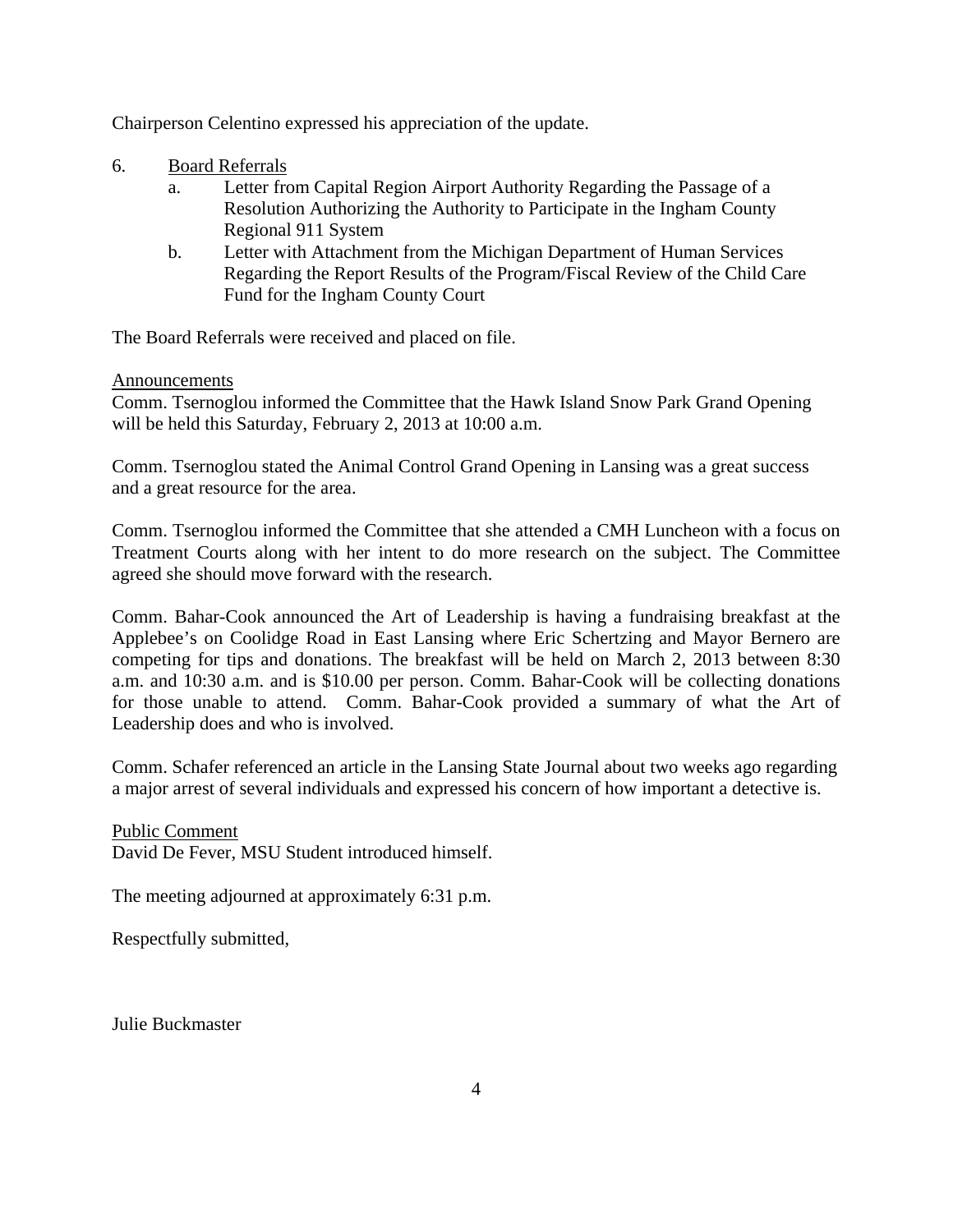Chairperson Celentino expressed his appreciation of the update.

6. Board Referrals
   a. Letter from Capital Region Airport Authority Regarding the Passage of a Resolution Authorizing the Authority to Participate in the Ingham County Regional 911 System
   b. Letter with Attachment from the Michigan Department of Human Services Regarding the Report Results of the Program/Fiscal Review of the Child Care Fund for the Ingham County Court

The Board Referrals were received and placed on file.

Announcements

Comm. Tsernoglou informed the Committee that the Hawk Island Snow Park Grand Opening will be held this Saturday, February 2, 2013 at 10:00 a.m.

Comm. Tsernoglou stated the Animal Control Grand Opening in Lansing was a great success and a great resource for the area.

Comm. Tsernoglou informed the Committee that she attended a CMH Luncheon with a focus on Treatment Courts along with her intent to do more research on the subject. The Committee agreed she should move forward with the research.

Comm. Bahar-Cook announced the Art of Leadership is having a fundraising breakfast at the Applebee's on Coolidge Road in East Lansing where Eric Schertzing and Mayor Bernero are competing for tips and donations. The breakfast will be held on March 2, 2013 between 8:30 a.m. and 10:30 a.m. and is $10.00 per person. Comm. Bahar-Cook will be collecting donations for those unable to attend. Comm. Bahar-Cook provided a summary of what the Art of Leadership does and who is involved.

Comm. Schafer referenced an article in the Lansing State Journal about two weeks ago regarding a major arrest of several individuals and expressed his concern of how important a detective is.

Public Comment

David De Fever, MSU Student introduced himself.

The meeting adjourned at approximately 6:31 p.m.

Respectfully submitted,

Julie Buckmaster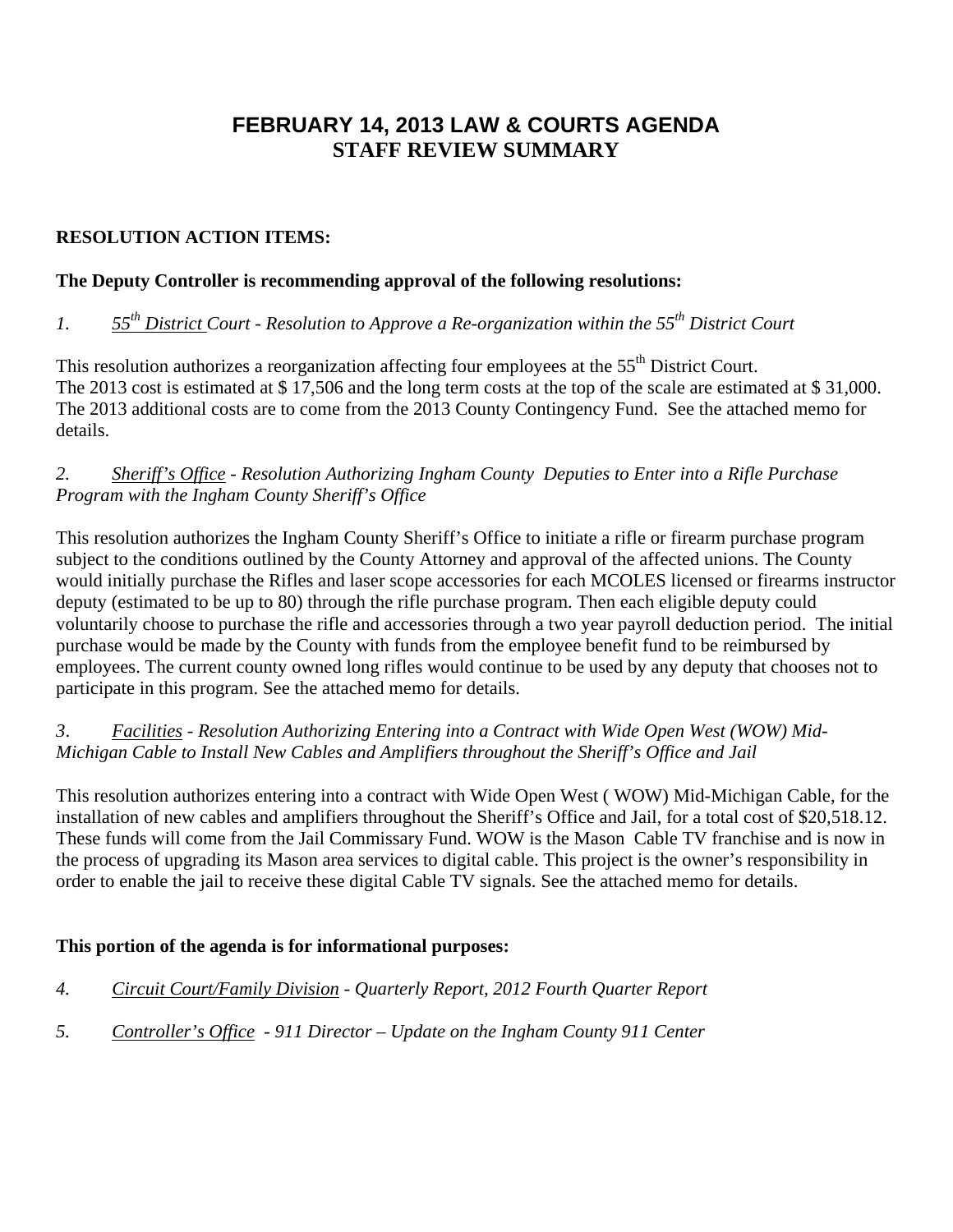# FEBRUARY 14, 2013 LAW & COURTS AGENDA
## STAFF REVIEW SUMMARY

**RESOLUTION ACTION ITEMS:**

**The Deputy Controller is recommending approval of the following resolutions:**

*1. <u>55th District</u> Court - Resolution to Approve a Re-organization within the 55th District Court*

This resolution authorizes a reorganization affecting four employees at the 55th District Court. The 2013 cost is estimated at $ 17,506 and the long term costs at the top of the scale are estimated at $ 31,000. The 2013 additional costs are to come from the 2013 County Contingency Fund. See the attached memo for details.

*2. <u>Sheriff's Office</u> - Resolution Authorizing Ingham County Deputies to Enter into a Rifle Purchase Program with the Ingham County Sheriff's Office*

This resolution authorizes the Ingham County Sheriff's Office to initiate a rifle or firearm purchase program subject to the conditions outlined by the County Attorney and approval of the affected unions. The County would initially purchase the Rifles and laser scope accessories for each MCOLES licensed or firearms instructor deputy (estimated to be up to 80) through the rifle purchase program. Then each eligible deputy could voluntarily choose to purchase the rifle and accessories through a two year payroll deduction period. The initial purchase would be made by the County with funds from the employee benefit fund to be reimbursed by employees. The current county owned long rifles would continue to be used by any deputy that chooses not to participate in this program. See the attached memo for details.

*3. <u>Facilities</u> - Resolution Authorizing Entering into a Contract with Wide Open West (WOW) Mid-Michigan Cable to Install New Cables and Amplifiers throughout the Sheriff's Office and Jail*

This resolution authorizes entering into a contract with Wide Open West ( WOW) Mid-Michigan Cable, for the installation of new cables and amplifiers throughout the Sheriff's Office and Jail, for a total cost of $20,518.12. These funds will come from the Jail Commissary Fund. WOW is the Mason Cable TV franchise and is now in the process of upgrading its Mason area services to digital cable. This project is the owner's responsibility in order to enable the jail to receive these digital Cable TV signals. See the attached memo for details.

**This portion of the agenda is for informational purposes:**

*4. <u>Circuit Court/Family Division</u> - Quarterly Report, 2012 Fourth Quarter Report*

*5. <u>Controller's Office</u> - 911 Director – Update on the Ingham County 911 Center*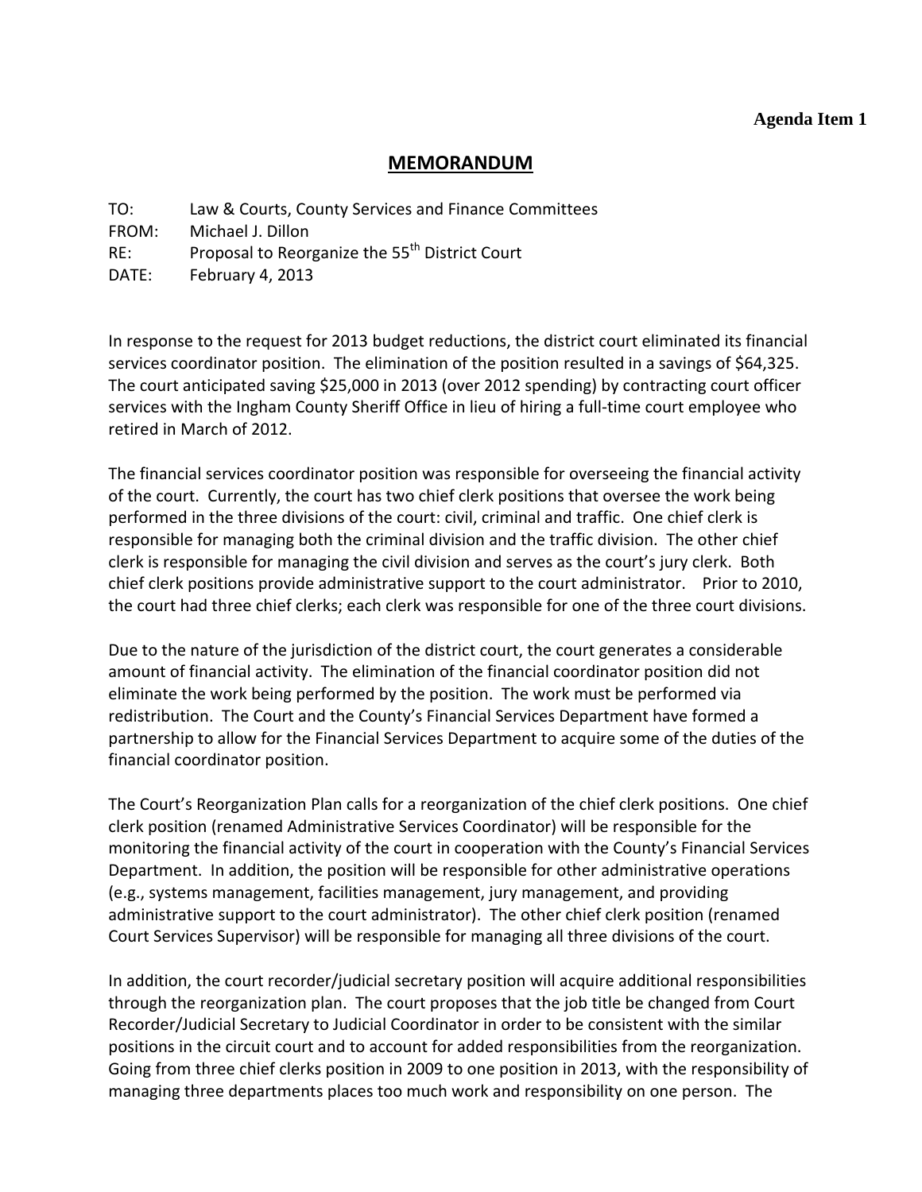**Agenda Item 1**

# MEMORANDUM

TO: Law & Courts, County Services and Finance Committees
FROM: Michael J. Dillon
RE: Proposal to Reorganize the 55th District Court
DATE: February 4, 2013

In response to the request for 2013 budget reductions, the district court eliminated its financial services coordinator position. The elimination of the position resulted in a savings of $64,325. The court anticipated saving $25,000 in 2013 (over 2012 spending) by contracting court officer services with the Ingham County Sheriff Office in lieu of hiring a full-time court employee who retired in March of 2012.

The financial services coordinator position was responsible for overseeing the financial activity of the court. Currently, the court has two chief clerk positions that oversee the work being performed in the three divisions of the court: civil, criminal and traffic. One chief clerk is responsible for managing both the criminal division and the traffic division. The other chief clerk is responsible for managing the civil division and serves as the court's jury clerk. Both chief clerk positions provide administrative support to the court administrator. Prior to 2010, the court had three chief clerks; each clerk was responsible for one of the three court divisions.

Due to the nature of the jurisdiction of the district court, the court generates a considerable amount of financial activity. The elimination of the financial coordinator position did not eliminate the work being performed by the position. The work must be performed via redistribution. The Court and the County's Financial Services Department have formed a partnership to allow for the Financial Services Department to acquire some of the duties of the financial coordinator position.

The Court's Reorganization Plan calls for a reorganization of the chief clerk positions. One chief clerk position (renamed Administrative Services Coordinator) will be responsible for the monitoring the financial activity of the court in cooperation with the County's Financial Services Department. In addition, the position will be responsible for other administrative operations (e.g., systems management, facilities management, jury management, and providing administrative support to the court administrator). The other chief clerk position (renamed Court Services Supervisor) will be responsible for managing all three divisions of the court.

In addition, the court recorder/judicial secretary position will acquire additional responsibilities through the reorganization plan. The court proposes that the job title be changed from Court Recorder/Judicial Secretary to Judicial Coordinator in order to be consistent with the similar positions in the circuit court and to account for added responsibilities from the reorganization. Going from three chief clerks position in 2009 to one position in 2013, with the responsibility of managing three departments places too much work and responsibility on one person. The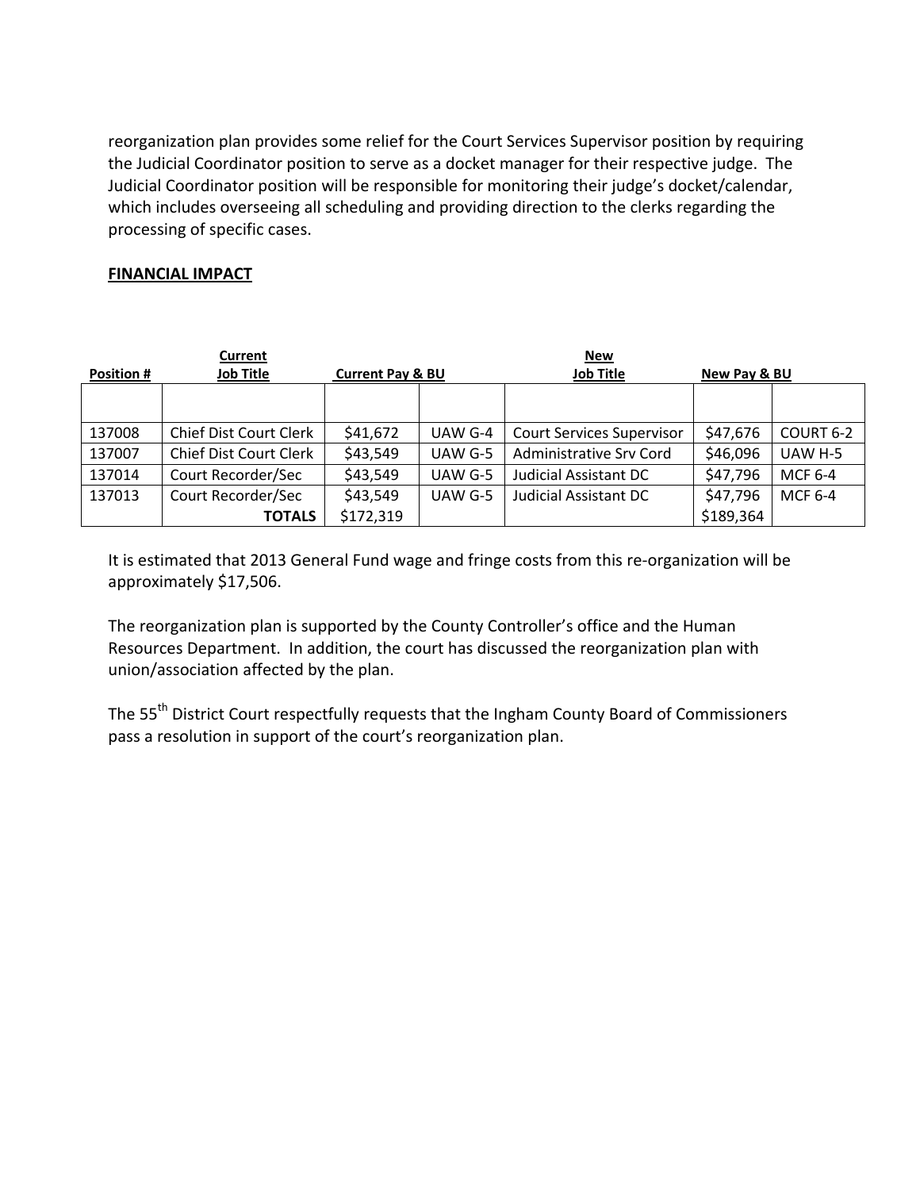reorganization plan provides some relief for the Court Services Supervisor position by requiring the Judicial Coordinator position to serve as a docket manager for their respective judge. The Judicial Coordinator position will be responsible for monitoring their judge's docket/calendar, which includes overseeing all scheduling and providing direction to the clerks regarding the processing of specific cases.

**FINANCIAL IMPACT**

| Position # | Current Job Title | Current Pay & BU | | New Job Title | New Pay & BU | |
|---|---|---|---|---|---|---|
| | | | | | | |
| 137008 | Chief Dist Court Clerk | $41,672 | UAW G-4 | Court Services Supervisor | $47,676 | COURT 6-2 |
| 137007 | Chief Dist Court Clerk | $43,549 | UAW G-5 | Administrative Srv Cord | $46,096 | UAW H-5 |
| 137014 | Court Recorder/Sec | $43,549 | UAW G-5 | Judicial Assistant DC | $47,796 | MCF 6-4 |
| 137013 | Court Recorder/Sec | $43,549 | UAW G-5 | Judicial Assistant DC | $47,796 | MCF 6-4 |
| | TOTALS | $172,319 | | | $189,364 | |

It is estimated that 2013 General Fund wage and fringe costs from this re-organization will be approximately $17,506.

The reorganization plan is supported by the County Controller's office and the Human Resources Department. In addition, the court has discussed the reorganization plan with union/association affected by the plan.

The 55th District Court respectfully requests that the Ingham County Board of Commissioners pass a resolution in support of the court's reorganization plan.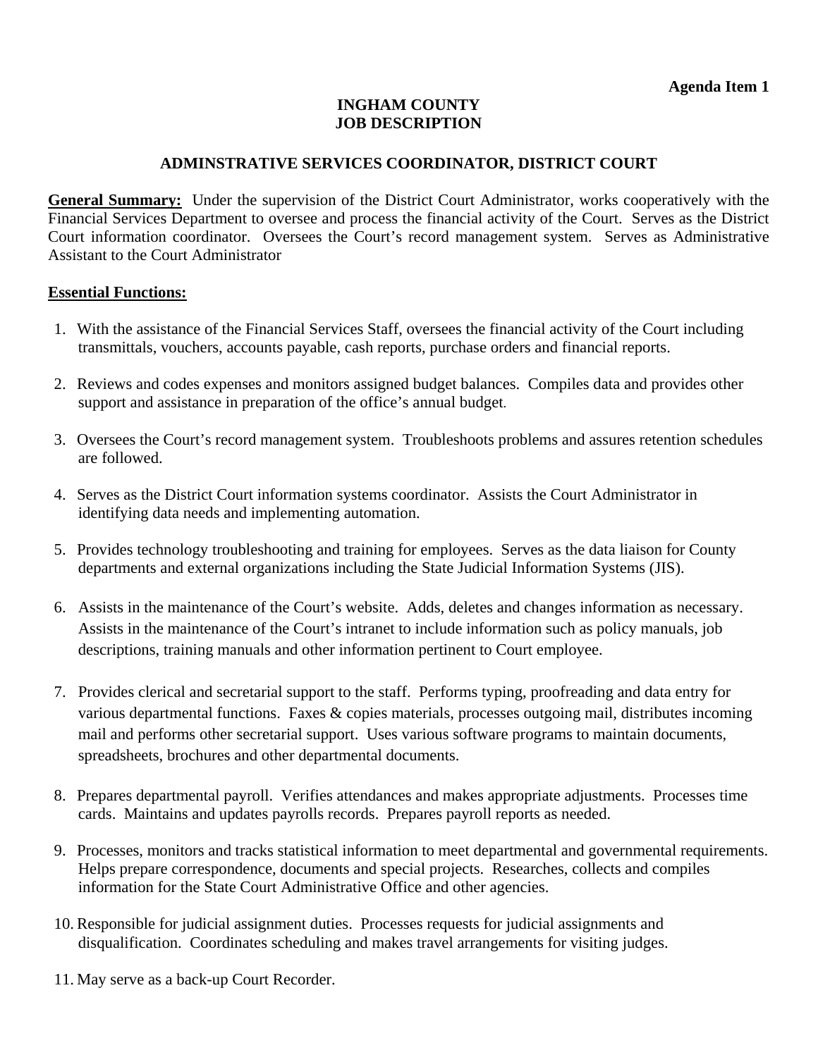**Agenda Item 1**

# INGHAM COUNTY
# JOB DESCRIPTION

## ADMINSTRATIVE SERVICES COORDINATOR, DISTRICT COURT

**General Summary:** Under the supervision of the District Court Administrator, works cooperatively with the Financial Services Department to oversee and process the financial activity of the Court. Serves as the District Court information coordinator. Oversees the Court's record management system. Serves as Administrative Assistant to the Court Administrator

**Essential Functions:**

1. With the assistance of the Financial Services Staff, oversees the financial activity of the Court including transmittals, vouchers, accounts payable, cash reports, purchase orders and financial reports.

2. Reviews and codes expenses and monitors assigned budget balances. Compiles data and provides other support and assistance in preparation of the office's annual budget.

3. Oversees the Court's record management system. Troubleshoots problems and assures retention schedules are followed.

4. Serves as the District Court information systems coordinator. Assists the Court Administrator in identifying data needs and implementing automation.

5. Provides technology troubleshooting and training for employees. Serves as the data liaison for County departments and external organizations including the State Judicial Information Systems (JIS).

6. Assists in the maintenance of the Court's website. Adds, deletes and changes information as necessary. Assists in the maintenance of the Court's intranet to include information such as policy manuals, job descriptions, training manuals and other information pertinent to Court employee.

7. Provides clerical and secretarial support to the staff. Performs typing, proofreading and data entry for various departmental functions. Faxes & copies materials, processes outgoing mail, distributes incoming mail and performs other secretarial support. Uses various software programs to maintain documents, spreadsheets, brochures and other departmental documents.

8. Prepares departmental payroll. Verifies attendances and makes appropriate adjustments. Processes time cards. Maintains and updates payrolls records. Prepares payroll reports as needed.

9. Processes, monitors and tracks statistical information to meet departmental and governmental requirements. Helps prepare correspondence, documents and special projects. Researches, collects and compiles information for the State Court Administrative Office and other agencies.

10. Responsible for judicial assignment duties. Processes requests for judicial assignments and disqualification. Coordinates scheduling and makes travel arrangements for visiting judges.

11. May serve as a back-up Court Recorder.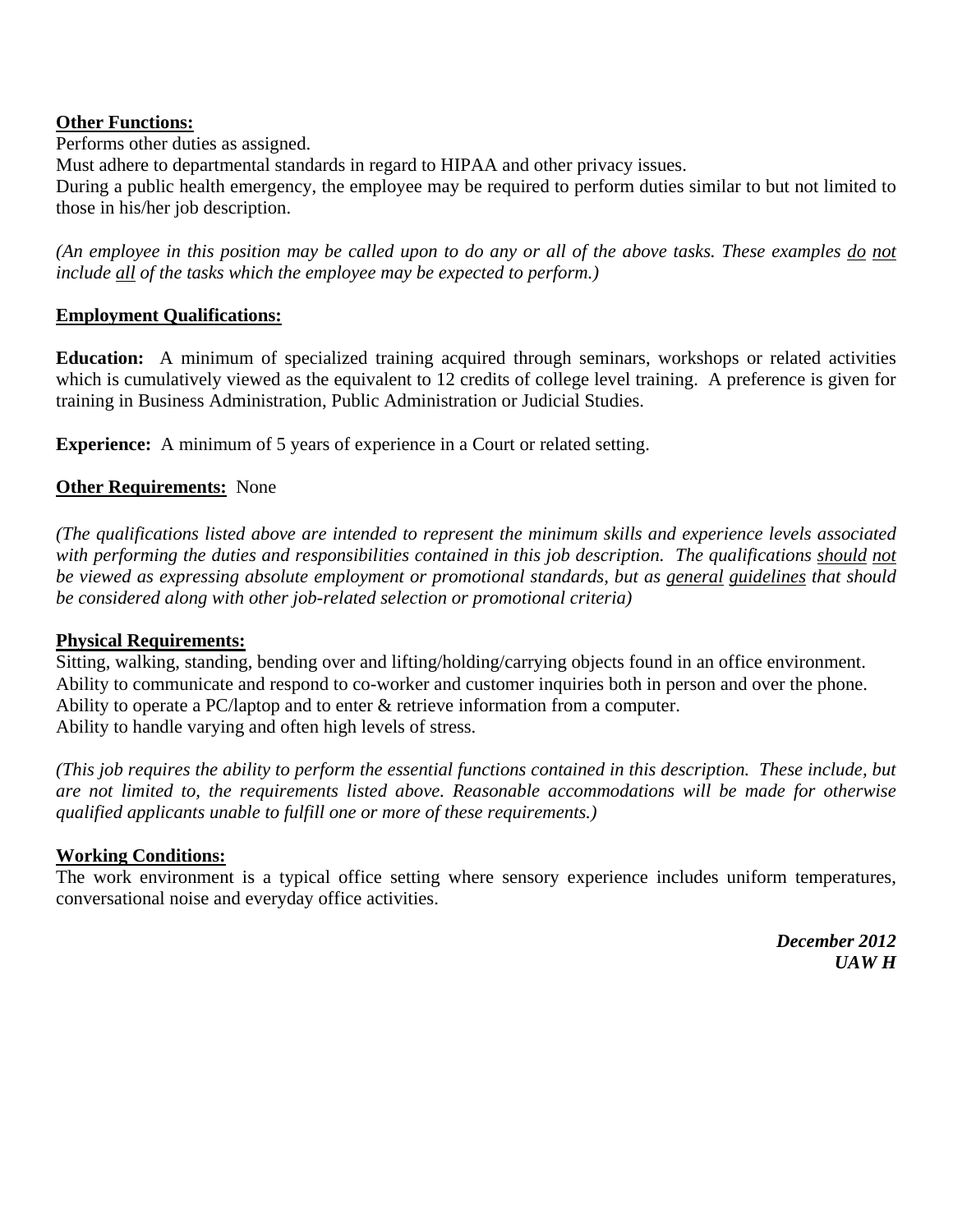**Other Functions:**

Performs other duties as assigned.
Must adhere to departmental standards in regard to HIPAA and other privacy issues.
During a public health emergency, the employee may be required to perform duties similar to but not limited to those in his/her job description.

*(An employee in this position may be called upon to do any or all of the above tasks. These examples do not include all of the tasks which the employee may be expected to perform.)*

**Employment Qualifications:**

**Education:** A minimum of specialized training acquired through seminars, workshops or related activities which is cumulatively viewed as the equivalent to 12 credits of college level training. A preference is given for training in Business Administration, Public Administration or Judicial Studies.

**Experience:** A minimum of 5 years of experience in a Court or related setting.

**Other Requirements:** None

*(The qualifications listed above are intended to represent the minimum skills and experience levels associated with performing the duties and responsibilities contained in this job description. The qualifications should not be viewed as expressing absolute employment or promotional standards, but as general guidelines that should be considered along with other job-related selection or promotional criteria)*

**Physical Requirements:**

Sitting, walking, standing, bending over and lifting/holding/carrying objects found in an office environment.
Ability to communicate and respond to co-worker and customer inquiries both in person and over the phone.
Ability to operate a PC/laptop and to enter & retrieve information from a computer.
Ability to handle varying and often high levels of stress.

*(This job requires the ability to perform the essential functions contained in this description. These include, but are not limited to, the requirements listed above. Reasonable accommodations will be made for otherwise qualified applicants unable to fulfill one or more of these requirements.)*

**Working Conditions:**

The work environment is a typical office setting where sensory experience includes uniform temperatures, conversational noise and everyday office activities.

***December 2012***
***UAW H***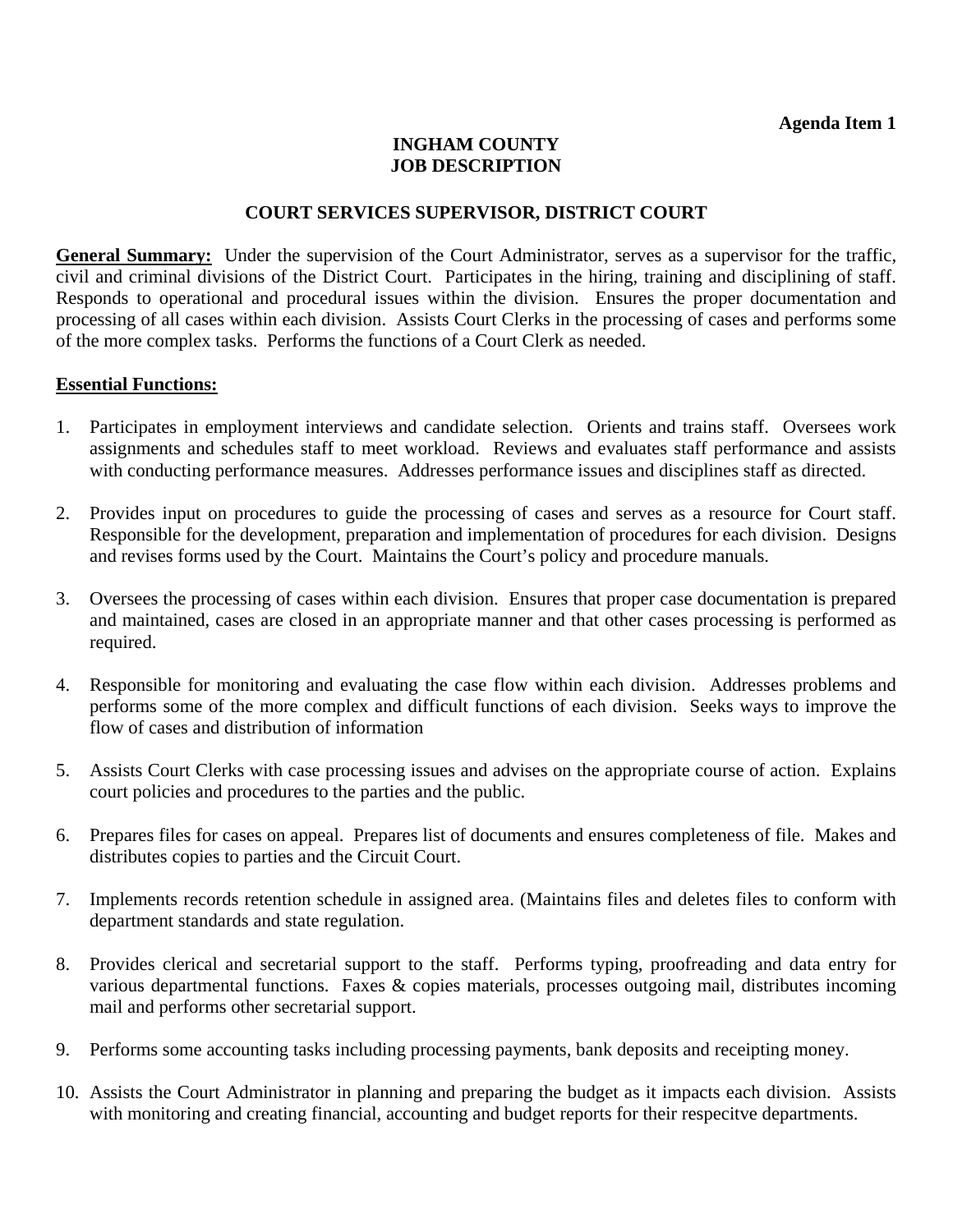**Agenda Item 1**

# INGHAM COUNTY
# JOB DESCRIPTION

## COURT SERVICES SUPERVISOR, DISTRICT COURT

**General Summary:** Under the supervision of the Court Administrator, serves as a supervisor for the traffic, civil and criminal divisions of the District Court. Participates in the hiring, training and disciplining of staff. Responds to operational and procedural issues within the division. Ensures the proper documentation and processing of all cases within each division. Assists Court Clerks in the processing of cases and performs some of the more complex tasks. Performs the functions of a Court Clerk as needed.

**Essential Functions:**

1. Participates in employment interviews and candidate selection. Orients and trains staff. Oversees work assignments and schedules staff to meet workload. Reviews and evaluates staff performance and assists with conducting performance measures. Addresses performance issues and disciplines staff as directed.

2. Provides input on procedures to guide the processing of cases and serves as a resource for Court staff. Responsible for the development, preparation and implementation of procedures for each division. Designs and revises forms used by the Court. Maintains the Court's policy and procedure manuals.

3. Oversees the processing of cases within each division. Ensures that proper case documentation is prepared and maintained, cases are closed in an appropriate manner and that other cases processing is performed as required.

4. Responsible for monitoring and evaluating the case flow within each division. Addresses problems and performs some of the more complex and difficult functions of each division. Seeks ways to improve the flow of cases and distribution of information

5. Assists Court Clerks with case processing issues and advises on the appropriate course of action. Explains court policies and procedures to the parties and the public.

6. Prepares files for cases on appeal. Prepares list of documents and ensures completeness of file. Makes and distributes copies to parties and the Circuit Court.

7. Implements records retention schedule in assigned area. (Maintains files and deletes files to conform with department standards and state regulation.

8. Provides clerical and secretarial support to the staff. Performs typing, proofreading and data entry for various departmental functions. Faxes & copies materials, processes outgoing mail, distributes incoming mail and performs other secretarial support.

9. Performs some accounting tasks including processing payments, bank deposits and receipting money.

10. Assists the Court Administrator in planning and preparing the budget as it impacts each division. Assists with monitoring and creating financial, accounting and budget reports for their respecitve departments.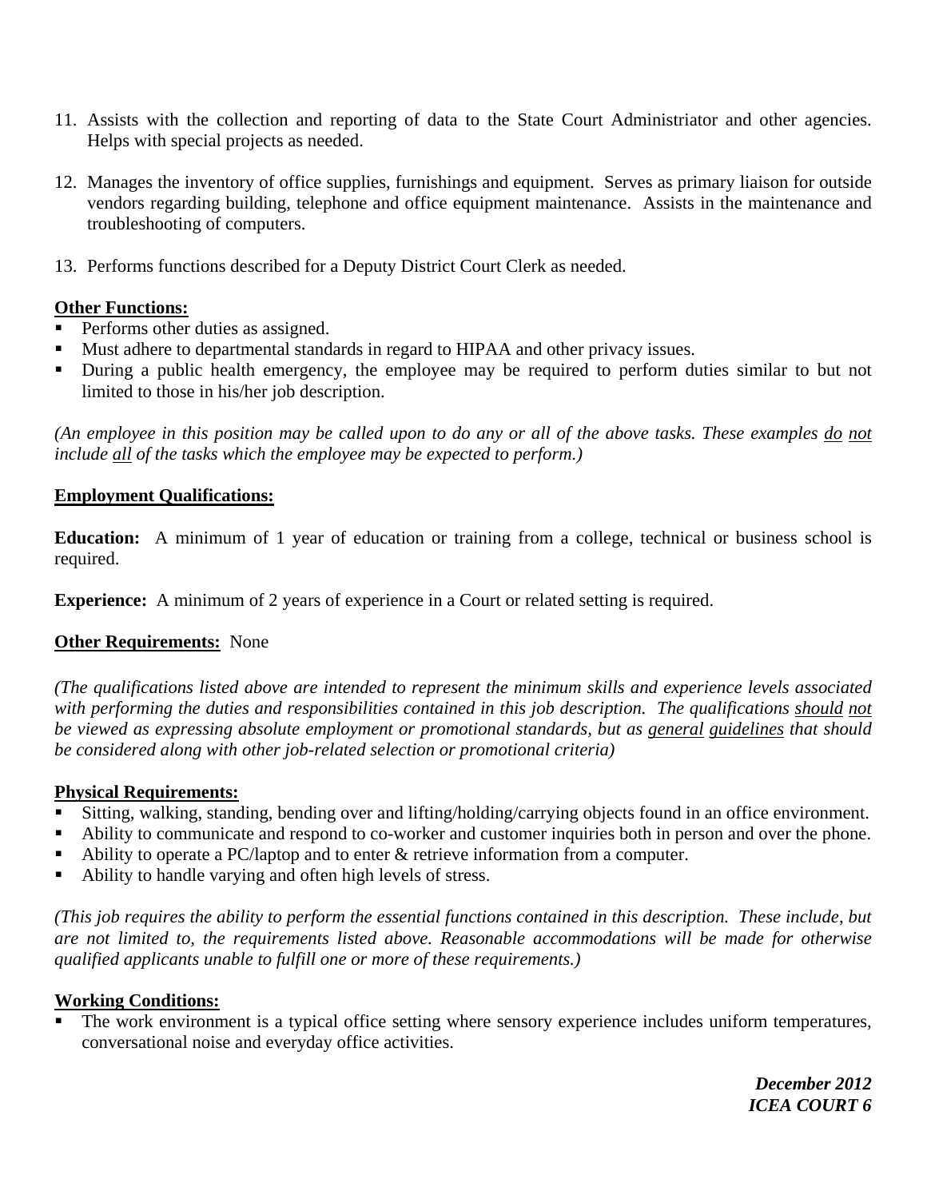11. Assists with the collection and reporting of data to the State Court Administriator and other agencies. Helps with special projects as needed.

12. Manages the inventory of office supplies, furnishings and equipment. Serves as primary liaison for outside vendors regarding building, telephone and office equipment maintenance. Assists in the maintenance and troubleshooting of computers.

13. Performs functions described for a Deputy District Court Clerk as needed.

**Other Functions:**

- Performs other duties as assigned.
- Must adhere to departmental standards in regard to HIPAA and other privacy issues.
- During a public health emergency, the employee may be required to perform duties similar to but not limited to those in his/her job description.

*(An employee in this position may be called upon to do any or all of the above tasks. These examples do not include all of the tasks which the employee may be expected to perform.)*

**Employment Qualifications:**

**Education:** A minimum of 1 year of education or training from a college, technical or business school is required.

**Experience:** A minimum of 2 years of experience in a Court or related setting is required.

**Other Requirements:** None

*(The qualifications listed above are intended to represent the minimum skills and experience levels associated with performing the duties and responsibilities contained in this job description. The qualifications should not be viewed as expressing absolute employment or promotional standards, but as general guidelines that should be considered along with other job-related selection or promotional criteria)*

**Physical Requirements:**

- Sitting, walking, standing, bending over and lifting/holding/carrying objects found in an office environment.
- Ability to communicate and respond to co-worker and customer inquiries both in person and over the phone.
- Ability to operate a PC/laptop and to enter & retrieve information from a computer.
- Ability to handle varying and often high levels of stress.

*(This job requires the ability to perform the essential functions contained in this description. These include, but are not limited to, the requirements listed above. Reasonable accommodations will be made for otherwise qualified applicants unable to fulfill one or more of these requirements.)*

**Working Conditions:**

- The work environment is a typical office setting where sensory experience includes uniform temperatures, conversational noise and everyday office activities.

***December 2012***
***ICEA COURT 6***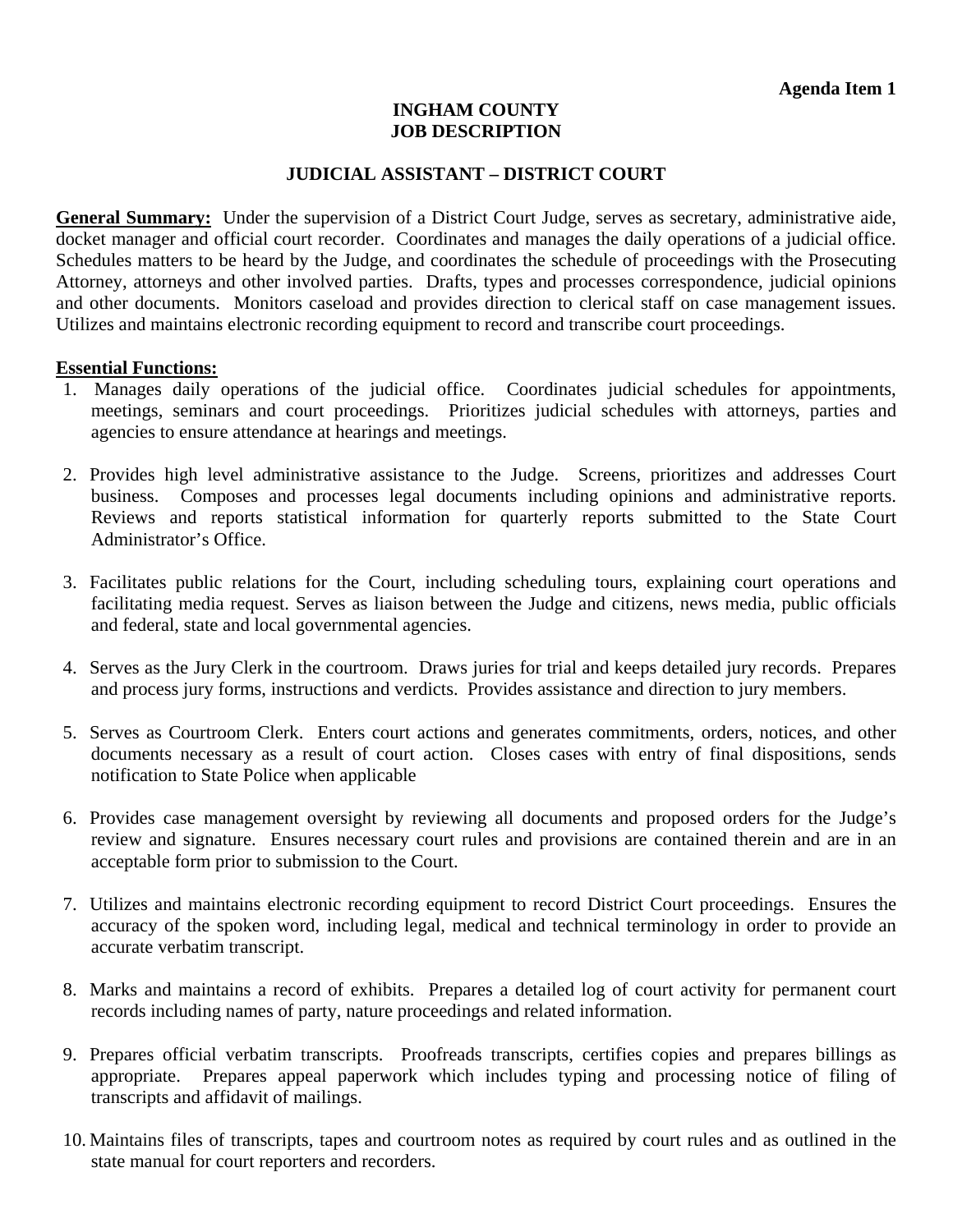**Agenda Item 1**

# INGHAM COUNTY
# JOB DESCRIPTION

## JUDICIAL ASSISTANT – DISTRICT COURT

**General Summary:** Under the supervision of a District Court Judge, serves as secretary, administrative aide, docket manager and official court recorder. Coordinates and manages the daily operations of a judicial office. Schedules matters to be heard by the Judge, and coordinates the schedule of proceedings with the Prosecuting Attorney, attorneys and other involved parties. Drafts, types and processes correspondence, judicial opinions and other documents. Monitors caseload and provides direction to clerical staff on case management issues. Utilizes and maintains electronic recording equipment to record and transcribe court proceedings.

**Essential Functions:**

1. Manages daily operations of the judicial office. Coordinates judicial schedules for appointments, meetings, seminars and court proceedings. Prioritizes judicial schedules with attorneys, parties and agencies to ensure attendance at hearings and meetings.

2. Provides high level administrative assistance to the Judge. Screens, prioritizes and addresses Court business. Composes and processes legal documents including opinions and administrative reports. Reviews and reports statistical information for quarterly reports submitted to the State Court Administrator's Office.

3. Facilitates public relations for the Court, including scheduling tours, explaining court operations and facilitating media request. Serves as liaison between the Judge and citizens, news media, public officials and federal, state and local governmental agencies.

4. Serves as the Jury Clerk in the courtroom. Draws juries for trial and keeps detailed jury records. Prepares and process jury forms, instructions and verdicts. Provides assistance and direction to jury members.

5. Serves as Courtroom Clerk. Enters court actions and generates commitments, orders, notices, and other documents necessary as a result of court action. Closes cases with entry of final dispositions, sends notification to State Police when applicable

6. Provides case management oversight by reviewing all documents and proposed orders for the Judge's review and signature. Ensures necessary court rules and provisions are contained therein and are in an acceptable form prior to submission to the Court.

7. Utilizes and maintains electronic recording equipment to record District Court proceedings. Ensures the accuracy of the spoken word, including legal, medical and technical terminology in order to provide an accurate verbatim transcript.

8. Marks and maintains a record of exhibits. Prepares a detailed log of court activity for permanent court records including names of party, nature proceedings and related information.

9. Prepares official verbatim transcripts. Proofreads transcripts, certifies copies and prepares billings as appropriate. Prepares appeal paperwork which includes typing and processing notice of filing of transcripts and affidavit of mailings.

10. Maintains files of transcripts, tapes and courtroom notes as required by court rules and as outlined in the state manual for court reporters and recorders.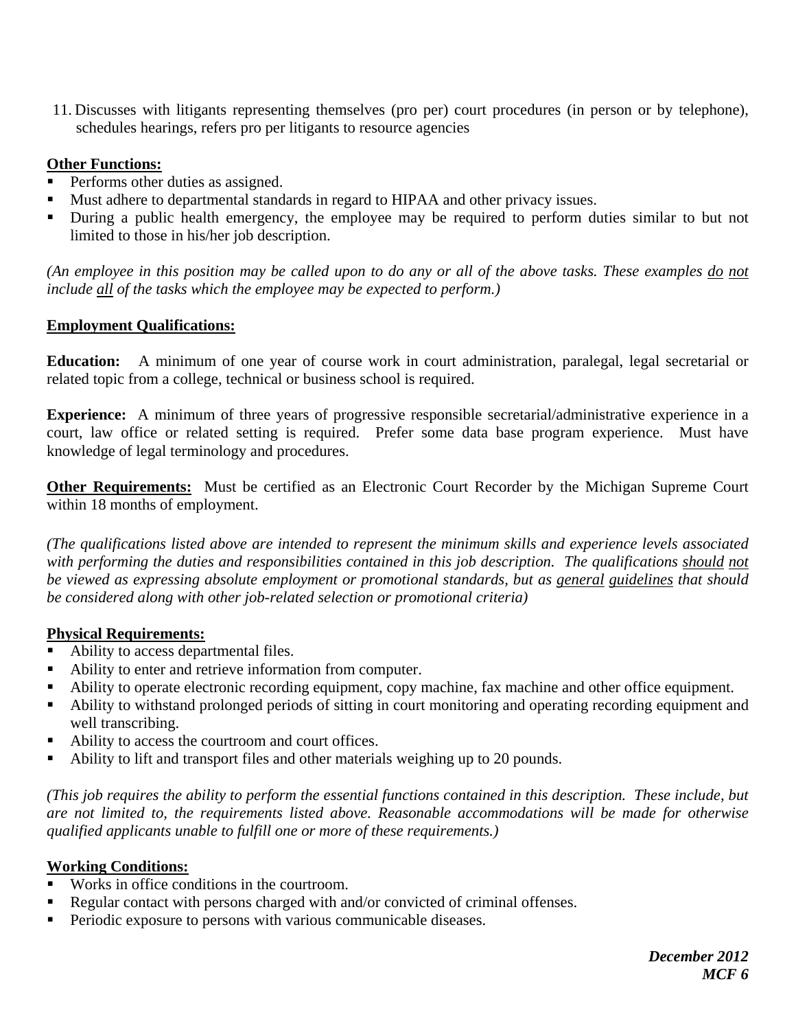11. Discusses with litigants representing themselves (pro per) court procedures (in person or by telephone), schedules hearings, refers pro per litigants to resource agencies

**Other Functions:**

- Performs other duties as assigned.
- Must adhere to departmental standards in regard to HIPAA and other privacy issues.
- During a public health emergency, the employee may be required to perform duties similar to but not limited to those in his/her job description.

*(An employee in this position may be called upon to do any or all of the above tasks. These examples do not include all of the tasks which the employee may be expected to perform.)*

**Employment Qualifications:**

**Education:** A minimum of one year of course work in court administration, paralegal, legal secretarial or related topic from a college, technical or business school is required.

**Experience:** A minimum of three years of progressive responsible secretarial/administrative experience in a court, law office or related setting is required. Prefer some data base program experience. Must have knowledge of legal terminology and procedures.

**Other Requirements:** Must be certified as an Electronic Court Recorder by the Michigan Supreme Court within 18 months of employment.

*(The qualifications listed above are intended to represent the minimum skills and experience levels associated with performing the duties and responsibilities contained in this job description. The qualifications should not be viewed as expressing absolute employment or promotional standards, but as general guidelines that should be considered along with other job-related selection or promotional criteria)*

**Physical Requirements:**

- Ability to access departmental files.
- Ability to enter and retrieve information from computer.
- Ability to operate electronic recording equipment, copy machine, fax machine and other office equipment.
- Ability to withstand prolonged periods of sitting in court monitoring and operating recording equipment and well transcribing.
- Ability to access the courtroom and court offices.
- Ability to lift and transport files and other materials weighing up to 20 pounds.

*(This job requires the ability to perform the essential functions contained in this description. These include, but are not limited to, the requirements listed above. Reasonable accommodations will be made for otherwise qualified applicants unable to fulfill one or more of these requirements.)*

**Working Conditions:**

- Works in office conditions in the courtroom.
- Regular contact with persons charged with and/or convicted of criminal offenses.
- Periodic exposure to persons with various communicable diseases.

***December 2012***
***MCF 6***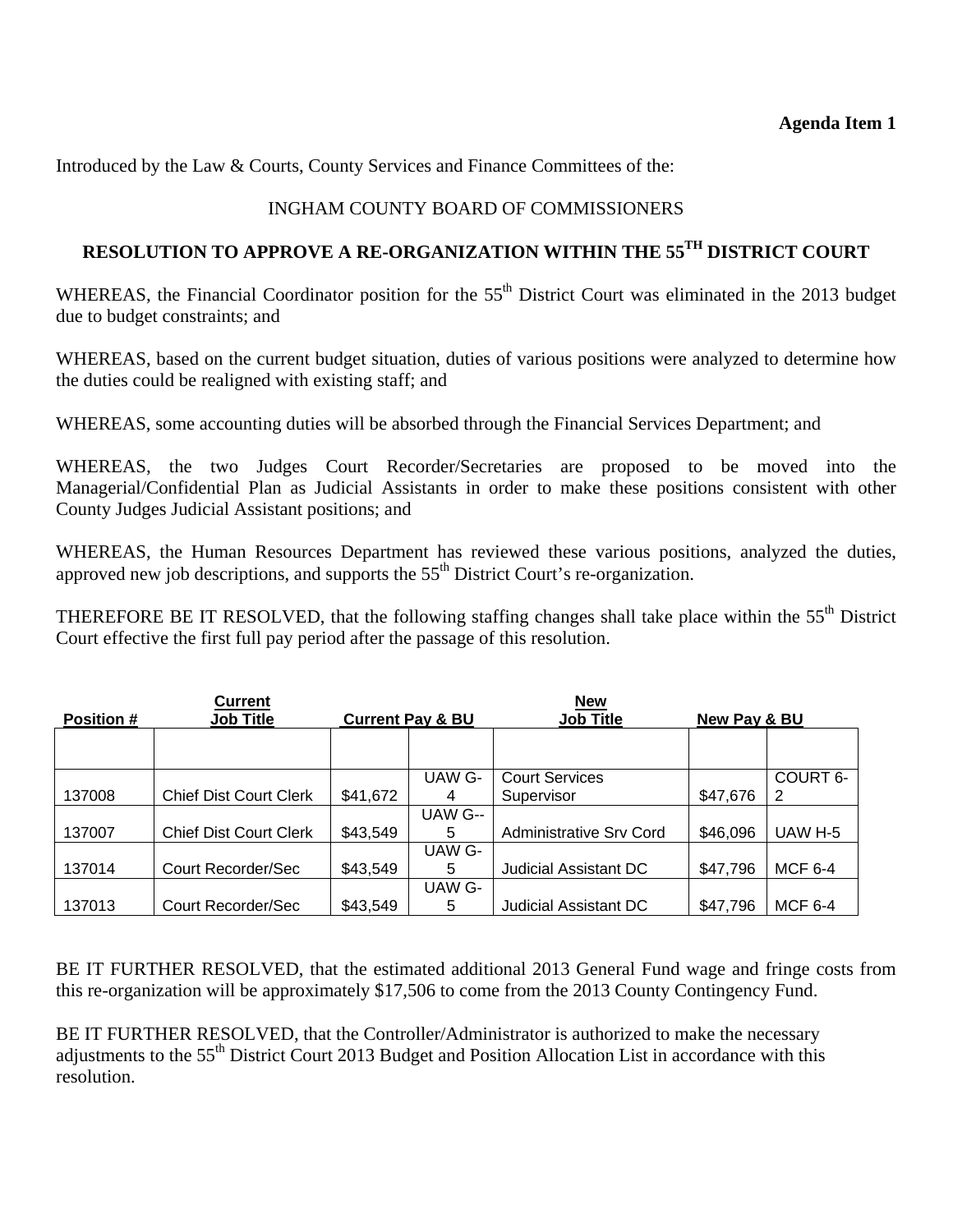**Agenda Item 1**

Introduced by the Law & Courts, County Services and Finance Committees of the:

INGHAM COUNTY BOARD OF COMMISSIONERS

## RESOLUTION TO APPROVE A RE-ORGANIZATION WITHIN THE 55TH DISTRICT COURT

WHEREAS, the Financial Coordinator position for the 55th District Court was eliminated in the 2013 budget due to budget constraints; and

WHEREAS, based on the current budget situation, duties of various positions were analyzed to determine how the duties could be realigned with existing staff; and

WHEREAS, some accounting duties will be absorbed through the Financial Services Department; and

WHEREAS, the two Judges Court Recorder/Secretaries are proposed to be moved into the Managerial/Confidential Plan as Judicial Assistants in order to make these positions consistent with other County Judges Judicial Assistant positions; and

WHEREAS, the Human Resources Department has reviewed these various positions, analyzed the duties, approved new job descriptions, and supports the 55th District Court's re-organization.

THEREFORE BE IT RESOLVED, that the following staffing changes shall take place within the 55th District Court effective the first full pay period after the passage of this resolution.

| Position # | Current Job Title | Current Pay & BU | | New Job Title | New Pay & BU | |
|---|---|---|---|---|---|---|
| | | | | | | |
| 137008 | Chief Dist Court Clerk | $41,672 | UAW G-4 | Court Services Supervisor | $47,676 | COURT 6-2 |
| 137007 | Chief Dist Court Clerk | $43,549 | UAW G--5 | Administrative Srv Cord | $46,096 | UAW H-5 |
| 137014 | Court Recorder/Sec | $43,549 | UAW G-5 | Judicial Assistant DC | $47,796 | MCF 6-4 |
| 137013 | Court Recorder/Sec | $43,549 | UAW G-5 | Judicial Assistant DC | $47,796 | MCF 6-4 |

BE IT FURTHER RESOLVED, that the estimated additional 2013 General Fund wage and fringe costs from this re-organization will be approximately $17,506 to come from the 2013 County Contingency Fund.

BE IT FURTHER RESOLVED, that the Controller/Administrator is authorized to make the necessary adjustments to the 55th District Court 2013 Budget and Position Allocation List in accordance with this resolution.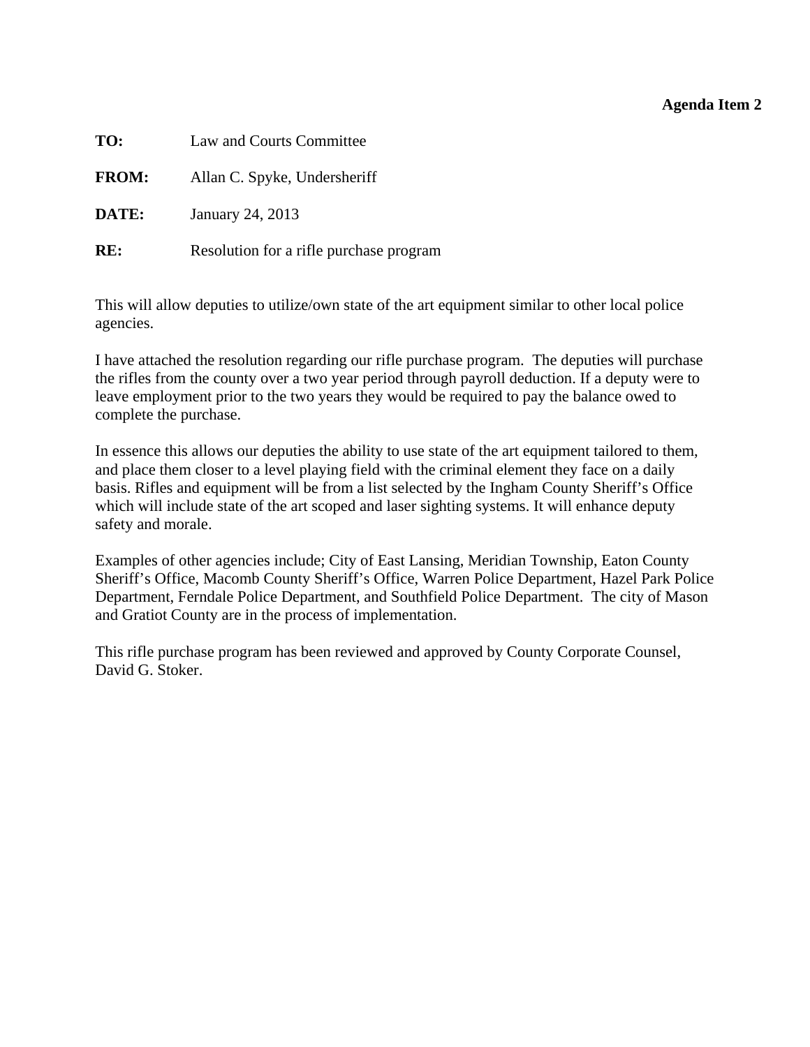**Agenda Item 2**

**TO:** Law and Courts Committee

**FROM:** Allan C. Spyke, Undersheriff

**DATE:** January 24, 2013

**RE:** Resolution for a rifle purchase program

This will allow deputies to utilize/own state of the art equipment similar to other local police agencies.

I have attached the resolution regarding our rifle purchase program. The deputies will purchase the rifles from the county over a two year period through payroll deduction. If a deputy were to leave employment prior to the two years they would be required to pay the balance owed to complete the purchase.

In essence this allows our deputies the ability to use state of the art equipment tailored to them, and place them closer to a level playing field with the criminal element they face on a daily basis. Rifles and equipment will be from a list selected by the Ingham County Sheriff's Office which will include state of the art scoped and laser sighting systems. It will enhance deputy safety and morale.

Examples of other agencies include; City of East Lansing, Meridian Township, Eaton County Sheriff's Office, Macomb County Sheriff's Office, Warren Police Department, Hazel Park Police Department, Ferndale Police Department, and Southfield Police Department. The city of Mason and Gratiot County are in the process of implementation.

This rifle purchase program has been reviewed and approved by County Corporate Counsel, David G. Stoker.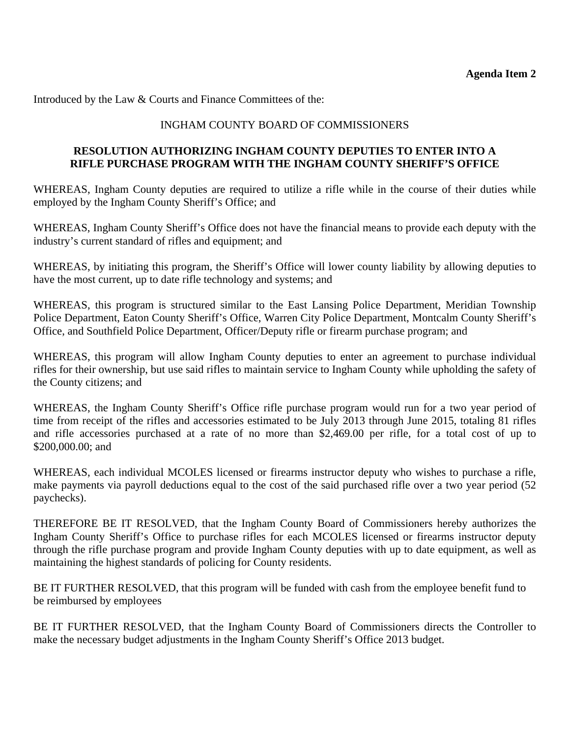**Agenda Item 2**

Introduced by the Law & Courts and Finance Committees of the:

INGHAM COUNTY BOARD OF COMMISSIONERS

**RESOLUTION AUTHORIZING INGHAM COUNTY DEPUTIES TO ENTER INTO A RIFLE PURCHASE PROGRAM WITH THE INGHAM COUNTY SHERIFF'S OFFICE**

WHEREAS, Ingham County deputies are required to utilize a rifle while in the course of their duties while employed by the Ingham County Sheriff's Office; and

WHEREAS, Ingham County Sheriff's Office does not have the financial means to provide each deputy with the industry's current standard of rifles and equipment; and

WHEREAS, by initiating this program, the Sheriff's Office will lower county liability by allowing deputies to have the most current, up to date rifle technology and systems; and

WHEREAS, this program is structured similar to the East Lansing Police Department, Meridian Township Police Department, Eaton County Sheriff's Office, Warren City Police Department, Montcalm County Sheriff's Office, and Southfield Police Department, Officer/Deputy rifle or firearm purchase program; and

WHEREAS, this program will allow Ingham County deputies to enter an agreement to purchase individual rifles for their ownership, but use said rifles to maintain service to Ingham County while upholding the safety of the County citizens; and

WHEREAS, the Ingham County Sheriff's Office rifle purchase program would run for a two year period of time from receipt of the rifles and accessories estimated to be July 2013 through June 2015, totaling 81 rifles and rifle accessories purchased at a rate of no more than $2,469.00 per rifle, for a total cost of up to $200,000.00; and

WHEREAS, each individual MCOLES licensed or firearms instructor deputy who wishes to purchase a rifle, make payments via payroll deductions equal to the cost of the said purchased rifle over a two year period (52 paychecks).

THEREFORE BE IT RESOLVED, that the Ingham County Board of Commissioners hereby authorizes the Ingham County Sheriff's Office to purchase rifles for each MCOLES licensed or firearms instructor deputy through the rifle purchase program and provide Ingham County deputies with up to date equipment, as well as maintaining the highest standards of policing for County residents.

BE IT FURTHER RESOLVED, that this program will be funded with cash from the employee benefit fund to be reimbursed by employees

BE IT FURTHER RESOLVED, that the Ingham County Board of Commissioners directs the Controller to make the necessary budget adjustments in the Ingham County Sheriff's Office 2013 budget.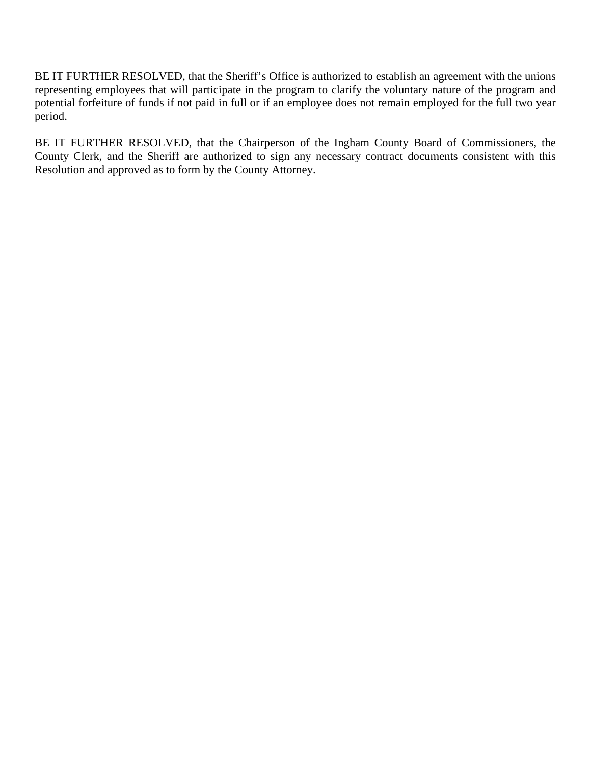BE IT FURTHER RESOLVED, that the Sheriff's Office is authorized to establish an agreement with the unions representing employees that will participate in the program to clarify the voluntary nature of the program and potential forfeiture of funds if not paid in full or if an employee does not remain employed for the full two year period.

BE IT FURTHER RESOLVED, that the Chairperson of the Ingham County Board of Commissioners, the County Clerk, and the Sheriff are authorized to sign any necessary contract documents consistent with this Resolution and approved as to form by the County Attorney.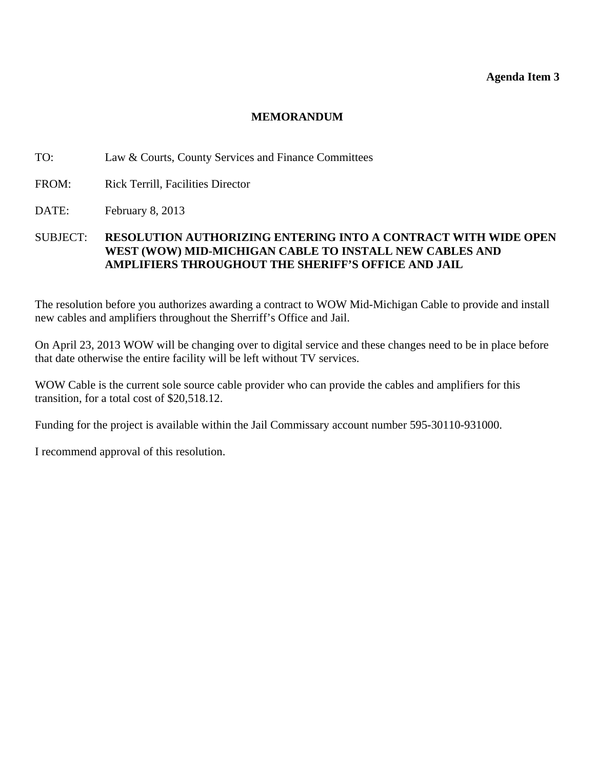**Agenda Item 3**

# MEMORANDUM

TO: Law & Courts, County Services and Finance Committees

FROM: Rick Terrill, Facilities Director

DATE: February 8, 2013

SUBJECT: **RESOLUTION AUTHORIZING ENTERING INTO A CONTRACT WITH WIDE OPEN WEST (WOW) MID-MICHIGAN CABLE TO INSTALL NEW CABLES AND AMPLIFIERS THROUGHOUT THE SHERIFF'S OFFICE AND JAIL**

The resolution before you authorizes awarding a contract to WOW Mid-Michigan Cable to provide and install new cables and amplifiers throughout the Sherriff's Office and Jail.

On April 23, 2013 WOW will be changing over to digital service and these changes need to be in place before that date otherwise the entire facility will be left without TV services.

WOW Cable is the current sole source cable provider who can provide the cables and amplifiers for this transition, for a total cost of $20,518.12.

Funding for the project is available within the Jail Commissary account number 595-30110-931000.

I recommend approval of this resolution.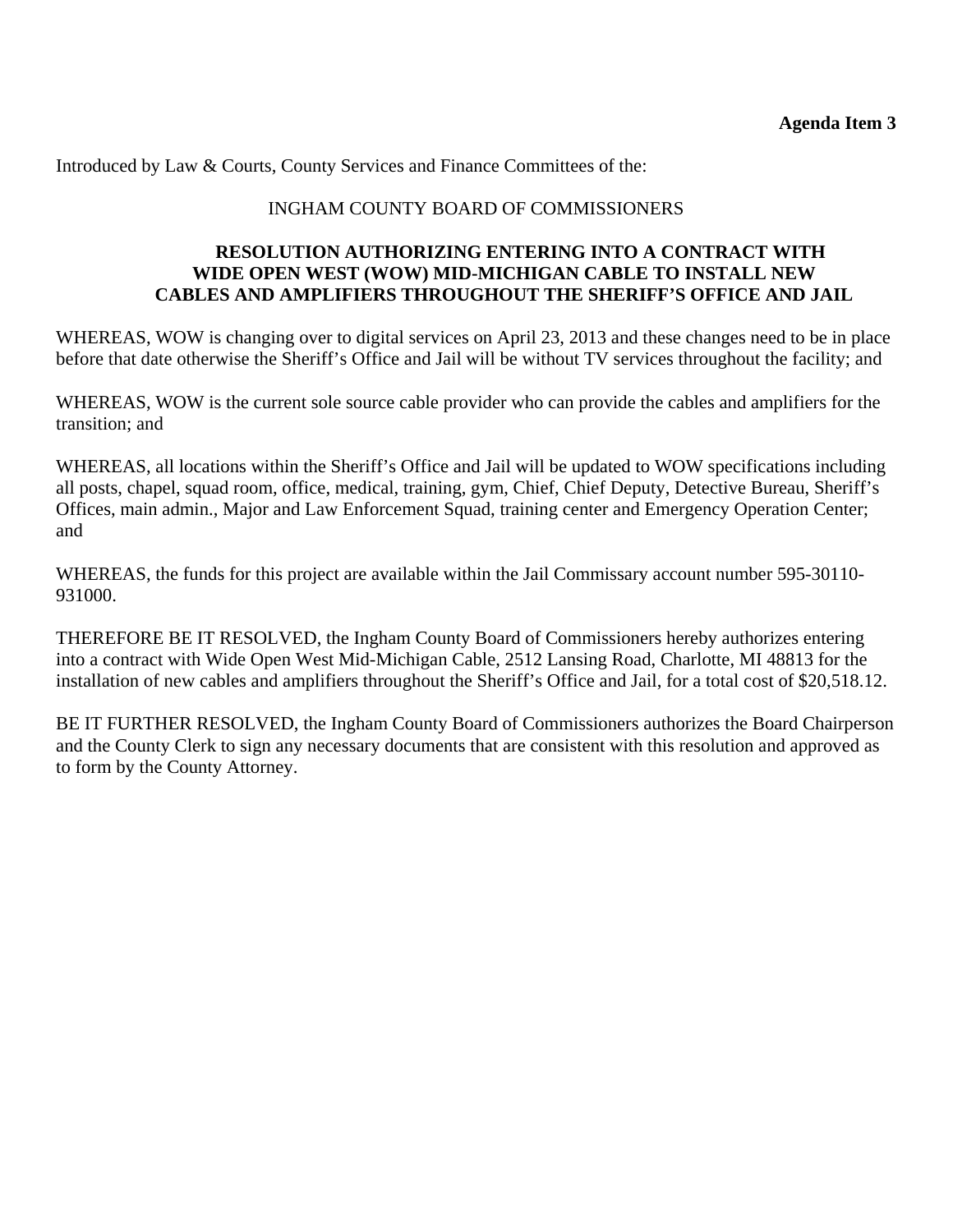**Agenda Item 3**

Introduced by Law & Courts, County Services and Finance Committees of the:

INGHAM COUNTY BOARD OF COMMISSIONERS

**RESOLUTION AUTHORIZING ENTERING INTO A CONTRACT WITH WIDE OPEN WEST (WOW) MID-MICHIGAN CABLE TO INSTALL NEW CABLES AND AMPLIFIERS THROUGHOUT THE SHERIFF'S OFFICE AND JAIL**

WHEREAS, WOW is changing over to digital services on April 23, 2013 and these changes need to be in place before that date otherwise the Sheriff's Office and Jail will be without TV services throughout the facility; and

WHEREAS, WOW is the current sole source cable provider who can provide the cables and amplifiers for the transition; and

WHEREAS, all locations within the Sheriff's Office and Jail will be updated to WOW specifications including all posts, chapel, squad room, office, medical, training, gym, Chief, Chief Deputy, Detective Bureau, Sheriff's Offices, main admin., Major and Law Enforcement Squad, training center and Emergency Operation Center; and

WHEREAS, the funds for this project are available within the Jail Commissary account number 595-30110-931000.

THEREFORE BE IT RESOLVED, the Ingham County Board of Commissioners hereby authorizes entering into a contract with Wide Open West Mid-Michigan Cable, 2512 Lansing Road, Charlotte, MI 48813 for the installation of new cables and amplifiers throughout the Sheriff's Office and Jail, for a total cost of $20,518.12.

BE IT FURTHER RESOLVED, the Ingham County Board of Commissioners authorizes the Board Chairperson and the County Clerk to sign any necessary documents that are consistent with this resolution and approved as to form by the County Attorney.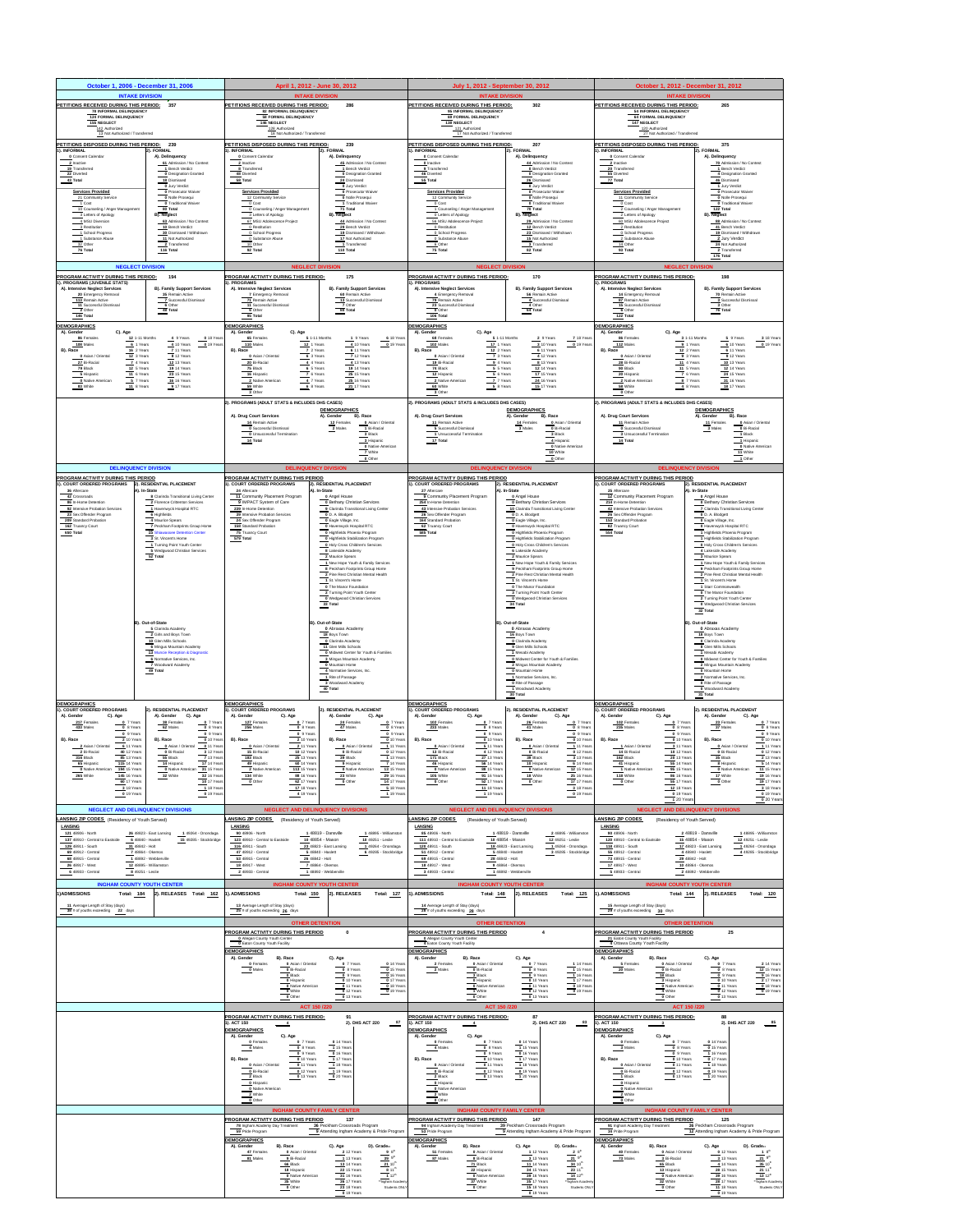# October 1, 2006 - December 31, 2006

## INTAKE DIVISION

**PETITIONS RECEIVED DURING THIS PERIOD: 357**

- 78 INFORMAL DELINQUENCY
- 125 FORMAL DELINQUENCY
- 155 NEGLECT
  - 142 Authorized
  - 13 Not Authorized / Transferred

**PETITIONS DISPOSED DURING THIS PERIOD: 239**

## NEGLECT DIVISION

**PROGRAM ACTIVITY DURING THIS PERIOD: 194**

## DELINQUENCY DIVISION

**PROGRAM ACTIVITY DURING THIS PERIOD**

## NEGLECT AND DELINQUENCY DIVISIONS

**LANSING ZIP CODES** (Residency of Youth Served)

## INGHAM COUNTY YOUTH CENTER

1) ADMISSIONS Total: 184 | 2) RELEASES Total: 162

---

# April 1, 2012 - June 30, 2012

## INTAKE DIVISION

**PETITIONS RECEIVED DURING THIS PERIOD: 286**

- 92 INFORMAL DELINQUENCY
- 50 FORMAL DELINQUENCY
- 146 NEGLECT
  - 136 Authorized
  - 10 Not Authorized / Transferred

**PETITIONS DISPOSED DURING THIS PERIOD: 239**

## NEGLECT DIVISION

**PROGRAM ACTIVITY DURING THIS PERIOD: 175**

## DELINQUENCY DIVISION

**PROGRAM ACTIVITY DURING THIS PERIOD**

## NEGLECT AND DELINQUENCY DIVISIONS

**LANSING ZIP CODES** (Residency of Youth Served)

## INGHAM COUNTY YOUTH CENTER

1) ADMISSIONS Total: 150 | 2) RELEASES Total: 127

## OTHER DETENTION

PROGRAM ACTIVITY DURING THIS PERIOD: 0

## ACT 150 /220

PROGRAM ACTIVITY DURING THIS PERIOD: 91

## INGHAM COUNTY FAMILY CENTER

PROGRAM ACTIVITY DURING THIS PERIOD: 137

---

# July 1, 2012 - September 30, 2012

## INTAKE DIVISION

**PETITIONS RECEIVED DURING THIS PERIOD: 302**

- 95 INFORMAL DELINQUENCY
- 68 FORMAL DELINQUENCY
- 138 NEGLECT
  - 121 Authorized
  - 17 Not Authorized / Transferred

**PETITIONS DISPOSED DURING THIS PERIOD: 207**

## NEGLECT DIVISION

**PROGRAM ACTIVITY DURING THIS PERIOD: 170**

## DELINQUENCY DIVISION

**PROGRAM ACTIVITY DURING THIS PERIOD**

## NEGLECT AND DELINQUENCY DIVISIONS

**LANSING ZIP CODES** (Residency of Youth Served)

## INGHAM COUNTY YOUTH CENTER

1) ADMISSIONS Total: 148 | 2) RELEASES Total: 125

## OTHER DETENTION

PROGRAM ACTIVITY DURING THIS PERIOD: 4

## ACT 150 /220

PROGRAM ACTIVITY DURING THIS PERIOD: 87

## INGHAM COUNTY FAMILY CENTER

PROGRAM ACTIVITY DURING THIS PERIOD: 147

---

# October 1, 2012 - December 31, 2012

## INTAKE DIVISION

**PETITIONS RECEIVED DURING THIS PERIOD: 265**

- 54 INFORMAL DELINQUENCY
- 83 FORMAL DELINQUENCY
- 127 NEGLECT
  - 100 Authorized
  - 27 Not Authorized / Transferred

**PETITIONS DISPOSED DURING THIS PERIOD: 375**

## NEGLECT DIVISION

**PROGRAM ACTIVITY DURING THIS PERIOD: 198**

## DELINQUENCY DIVISION

**PROGRAM ACTIVITY DURING THIS PERIOD**

## NEGLECT AND DELINQUENCY DIVISIONS

**LANSING ZIP CODES** (Residency of Youth Served)

## INGHAM COUNTY YOUTH CENTER

1) ADMISSIONS Total: 144 | 2) RELEASES Total: 120

## OTHER DETENTION

PROGRAM ACTIVITY DURING THIS PERIOD: 25

## ACT 150 /220

PROGRAM ACTIVITY DURING THIS PERIOD: 88

## INGHAM COUNTY FAMILY CENTER

PROGRAM ACTIVITY DURING THIS PERIOD: 125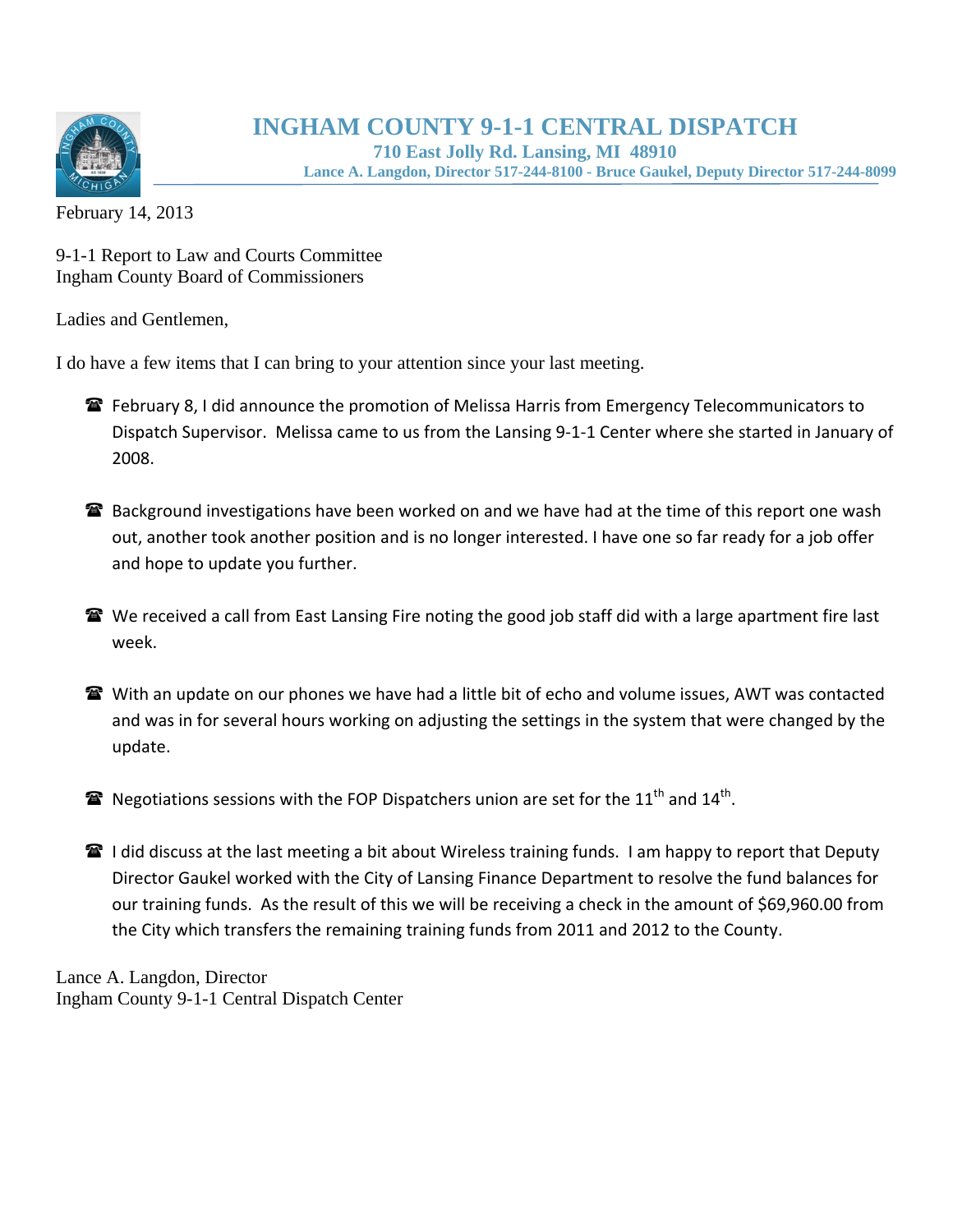# INGHAM COUNTY 9-1-1 CENTRAL DISPATCH

**710 East Jolly Rd. Lansing, MI 48910**

**Lance A. Langdon, Director 517-244-8100 - Bruce Gaukel, Deputy Director 517-244-8099**

February 14, 2013

9-1-1 Report to Law and Courts Committee
Ingham County Board of Commissioners

Ladies and Gentlemen,

I do have a few items that I can bring to your attention since your last meeting.

- February 8, I did announce the promotion of Melissa Harris from Emergency Telecommunicators to Dispatch Supervisor. Melissa came to us from the Lansing 9-1-1 Center where she started in January of 2008.

- Background investigations have been worked on and we have had at the time of this report one wash out, another took another position and is no longer interested. I have one so far ready for a job offer and hope to update you further.

- We received a call from East Lansing Fire noting the good job staff did with a large apartment fire last week.

- With an update on our phones we have had a little bit of echo and volume issues, AWT was contacted and was in for several hours working on adjusting the settings in the system that were changed by the update.

- Negotiations sessions with the FOP Dispatchers union are set for the 11th and 14th.

- I did discuss at the last meeting a bit about Wireless training funds. I am happy to report that Deputy Director Gaukel worked with the City of Lansing Finance Department to resolve the fund balances for our training funds. As the result of this we will be receiving a check in the amount of $69,960.00 from the City which transfers the remaining training funds from 2011 and 2012 to the County.

Lance A. Langdon, Director
Ingham County 9-1-1 Central Dispatch Center